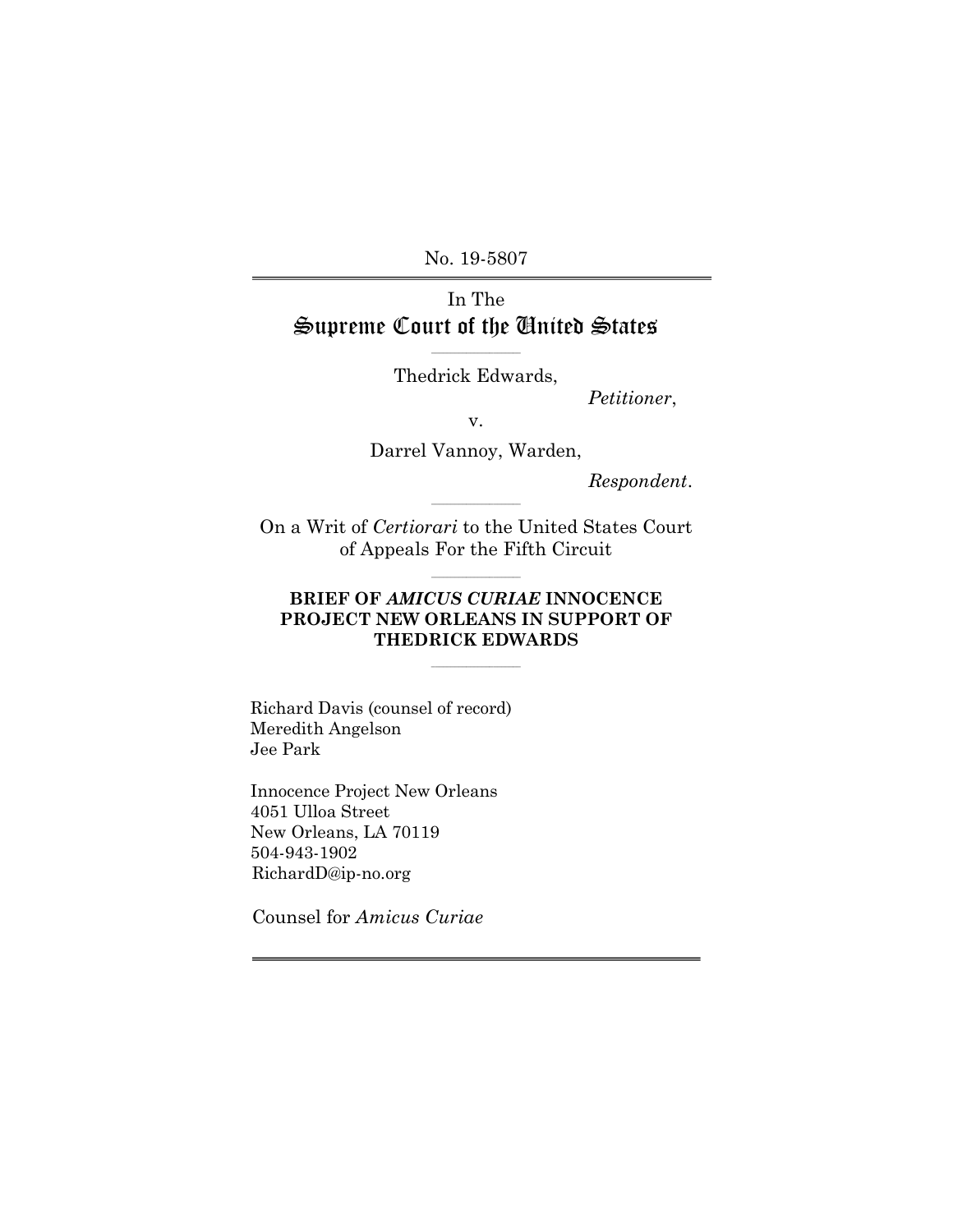No. 19-5807

---

In The
# Supreme Court of the United States

---

Thedrick Edwards,

*Petitioner*,

v.

Darrel Vannoy, Warden,

*Respondent*.

---

On a Writ of *Certiorari* to the United States Court of Appeals For the Fifth Circuit

---

**BRIEF OF *AMICUS CURIAE* INNOCENCE PROJECT NEW ORLEANS IN SUPPORT OF THEDRICK EDWARDS**

---

Richard Davis (counsel of record)
Meredith Angelson
Jee Park

Innocence Project New Orleans
4051 Ulloa Street
New Orleans, LA 70119
504-943-1902
RichardD@ip-no.org

Counsel for *Amicus Curiae*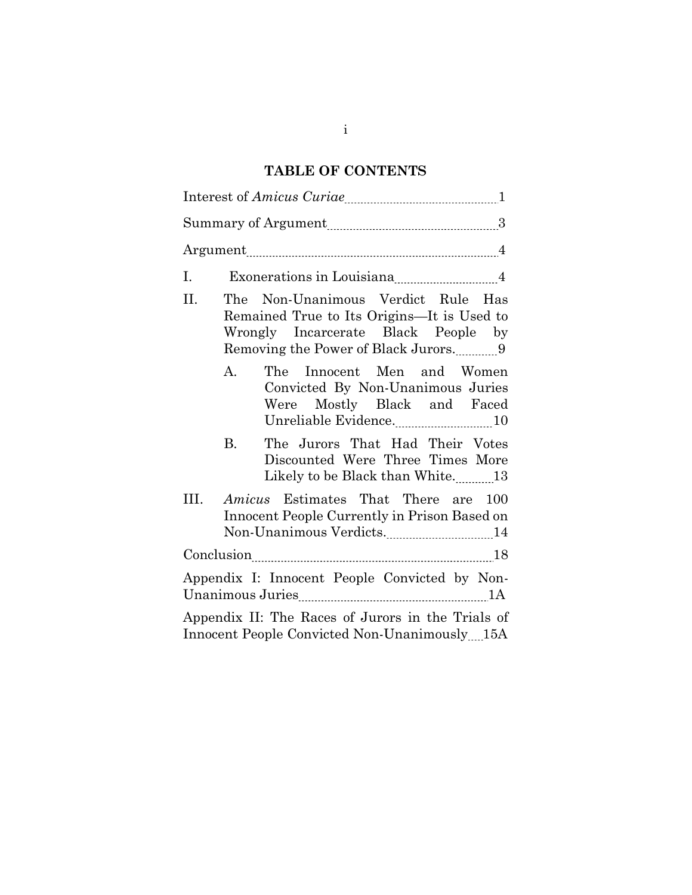## TABLE OF CONTENTS

Interest of *Amicus Curiae* ............ 1

Summary of Argument ............ 3

Argument ............ 4

I. Exonerations in Louisiana ............ 4

II. The Non-Unanimous Verdict Rule Has Remained True to Its Origins—It is Used to Wrongly Incarcerate Black People by Removing the Power of Black Jurors. ............ 9

   A. The Innocent Men and Women Convicted By Non-Unanimous Juries Were Mostly Black and Faced Unreliable Evidence. ............ 10

   B. The Jurors That Had Their Votes Discounted Were Three Times More Likely to be Black than White. ............ 13

III. *Amicus* Estimates That There are 100 Innocent People Currently in Prison Based on Non-Unanimous Verdicts. ............ 14

Conclusion ............ 18

Appendix I: Innocent People Convicted by Non-Unanimous Juries ............ 1A

Appendix II: The Races of Jurors in the Trials of Innocent People Convicted Non-Unanimously ............ 15A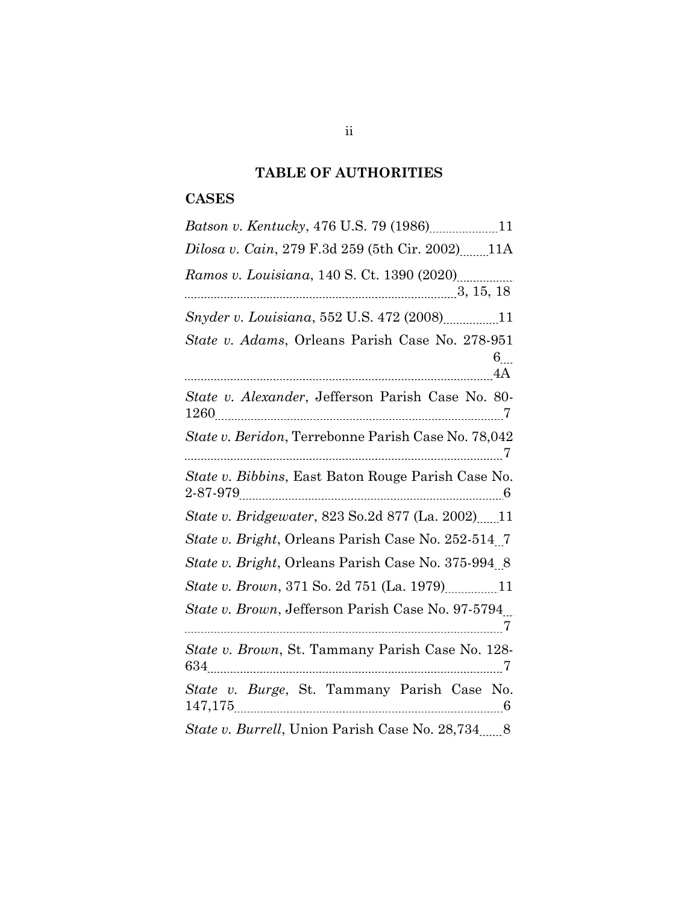# TABLE OF AUTHORITIES

## CASES

*Batson v. Kentucky*, 476 U.S. 79 (1986) ..... 11

*Dilosa v. Cain*, 279 F.3d 259 (5th Cir. 2002) ..... 11A

*Ramos v. Louisiana*, 140 S. Ct. 1390 (2020) ..... 3, 15, 18

*Snyder v. Louisiana*, 552 U.S. 472 (2008) ..... 11

*State v. Adams*, Orleans Parish Case No. 278-951 ..... 6, 4A

*State v. Alexander*, Jefferson Parish Case No. 80-1260 ..... 7

*State v. Beridon*, Terrebonne Parish Case No. 78,042 ..... 7

*State v. Bibbins*, East Baton Rouge Parish Case No. 2-87-979 ..... 6

*State v. Bridgewater*, 823 So.2d 877 (La. 2002) ..... 11

*State v. Bright*, Orleans Parish Case No. 252-514 ..... 7

*State v. Bright*, Orleans Parish Case No. 375-994 ..... 8

*State v. Brown*, 371 So. 2d 751 (La. 1979) ..... 11

*State v. Brown*, Jefferson Parish Case No. 97-5794 ..... 7

*State v. Brown*, St. Tammany Parish Case No. 128-634 ..... 7

*State v. Burge*, St. Tammany Parish Case No. 147,175 ..... 6

*State v. Burrell*, Union Parish Case No. 28,734 ..... 8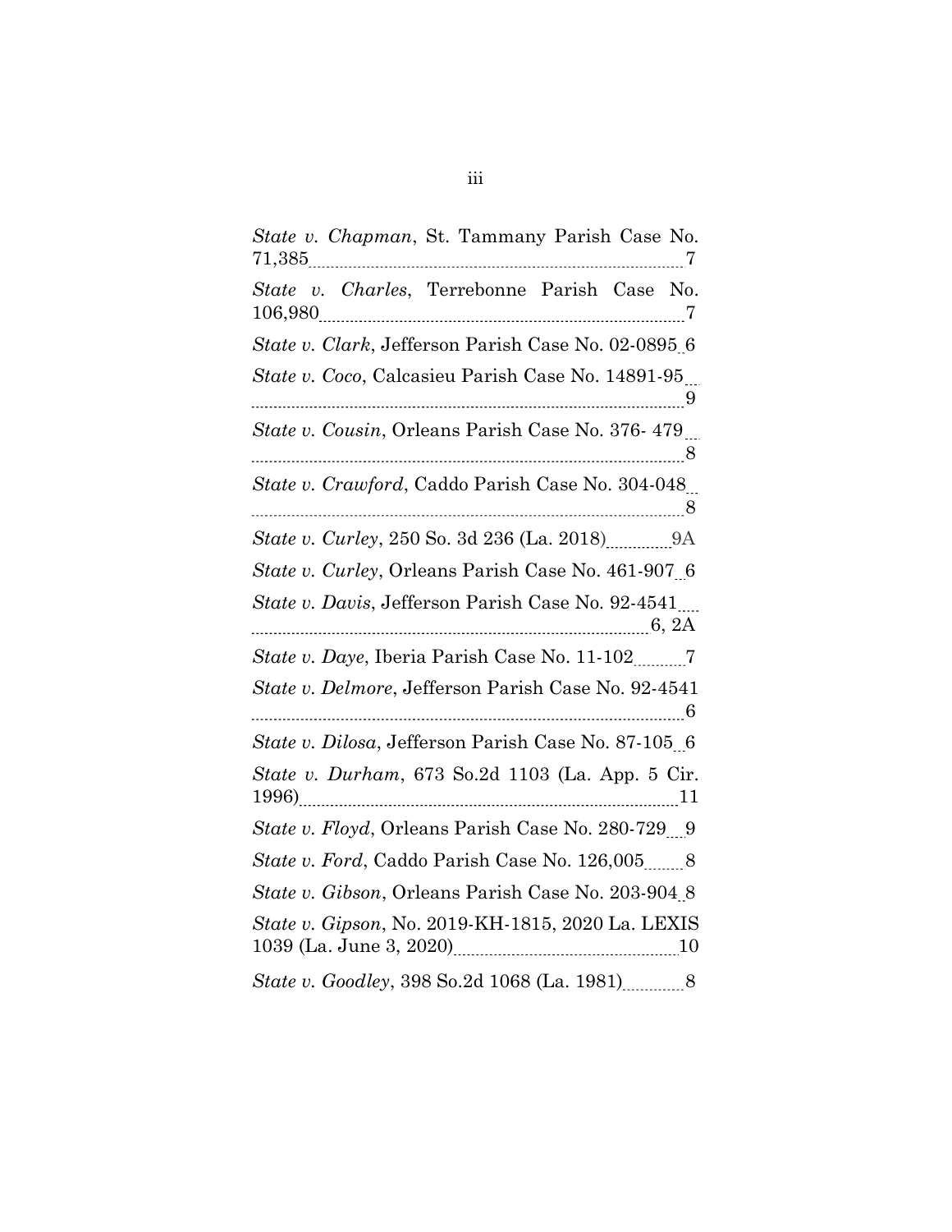*State v. Chapman*, St. Tammany Parish Case No. 71,385 ........ 7

*State v. Charles*, Terrebonne Parish Case No. 106,980 ........ 7

*State v. Clark*, Jefferson Parish Case No. 02-0895 .. 6

*State v. Coco*, Calcasieu Parish Case No. 14891-95 ........ 9

*State v. Cousin*, Orleans Parish Case No. 376- 479 ........ 8

*State v. Crawford*, Caddo Parish Case No. 304-048 ........ 8

*State v. Curley*, 250 So. 3d 236 (La. 2018) ........ 9A

*State v. Curley*, Orleans Parish Case No. 461-907 .. 6

*State v. Davis*, Jefferson Parish Case No. 92-4541 ........ 6, 2A

*State v. Daye*, Iberia Parish Case No. 11-102 ........ 7

*State v. Delmore*, Jefferson Parish Case No. 92-4541 ........ 6

*State v. Dilosa*, Jefferson Parish Case No. 87-105 .. 6

*State v. Durham*, 673 So.2d 1103 (La. App. 5 Cir. 1996) ........ 11

*State v. Floyd*, Orleans Parish Case No. 280-729 .... 9

*State v. Ford*, Caddo Parish Case No. 126,005 ........ 8

*State v. Gibson*, Orleans Parish Case No. 203-904 .. 8

*State v. Gipson*, No. 2019-KH-1815, 2020 La. LEXIS 1039 (La. June 3, 2020) ........ 10

*State v. Goodley*, 398 So.2d 1068 (La. 1981) ........ 8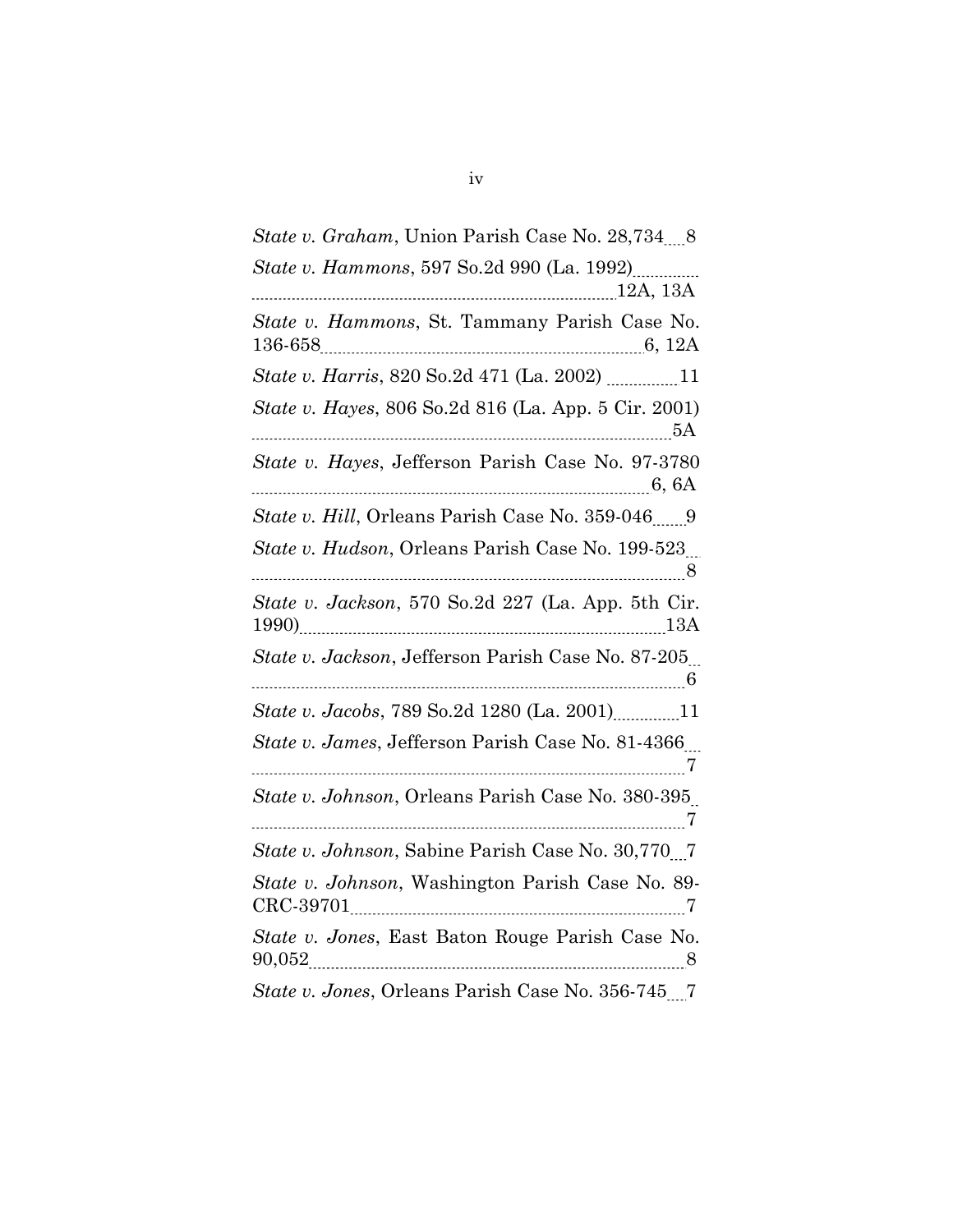*State v. Graham*, Union Parish Case No. 28,734 ..... 8

*State v. Hammons*, 597 So.2d 990 (La. 1992) ..... 12A, 13A

*State v. Hammons*, St. Tammany Parish Case No. 136-658 ..... 6, 12A

*State v. Harris*, 820 So.2d 471 (La. 2002) ..... 11

*State v. Hayes*, 806 So.2d 816 (La. App. 5 Cir. 2001) ..... 5A

*State v. Hayes*, Jefferson Parish Case No. 97-3780 ..... 6, 6A

*State v. Hill*, Orleans Parish Case No. 359-046 ..... 9

*State v. Hudson*, Orleans Parish Case No. 199-523 ..... 8

*State v. Jackson*, 570 So.2d 227 (La. App. 5th Cir. 1990) ..... 13A

*State v. Jackson*, Jefferson Parish Case No. 87-205 ..... 6

*State v. Jacobs*, 789 So.2d 1280 (La. 2001) ..... 11

*State v. James*, Jefferson Parish Case No. 81-4366 ..... 7

*State v. Johnson*, Orleans Parish Case No. 380-395 ..... 7

*State v. Johnson*, Sabine Parish Case No. 30,770 ..... 7

*State v. Johnson*, Washington Parish Case No. 89-CRC-39701 ..... 7

*State v. Jones*, East Baton Rouge Parish Case No. 90,052 ..... 8

*State v. Jones*, Orleans Parish Case No. 356-745 ..... 7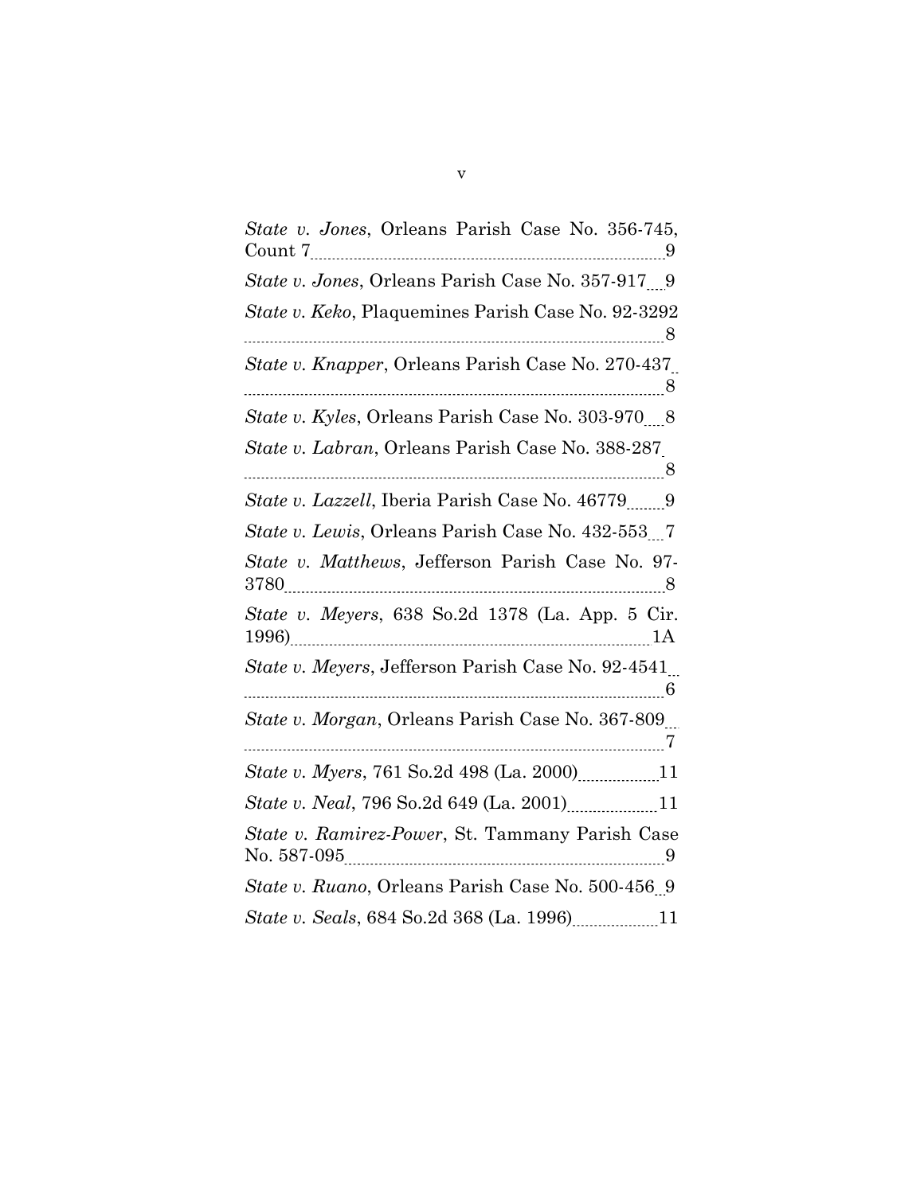*State v. Jones*, Orleans Parish Case No. 356-745, Count 7 ........ 9

*State v. Jones*, Orleans Parish Case No. 357-917 ........ 9

*State v. Keko*, Plaquemines Parish Case No. 92-3292 ........ 8

*State v. Knapper*, Orleans Parish Case No. 270-437 ........ 8

*State v. Kyles*, Orleans Parish Case No. 303-970 ........ 8

*State v. Labran*, Orleans Parish Case No. 388-287 ........ 8

*State v. Lazzell*, Iberia Parish Case No. 46779 ........ 9

*State v. Lewis*, Orleans Parish Case No. 432-553 ........ 7

*State v. Matthews*, Jefferson Parish Case No. 97-3780 ........ 8

*State v. Meyers*, 638 So.2d 1378 (La. App. 5 Cir. 1996) ........ 1A

*State v. Meyers*, Jefferson Parish Case No. 92-4541 ........ 6

*State v. Morgan*, Orleans Parish Case No. 367-809 ........ 7

*State v. Myers*, 761 So.2d 498 (La. 2000) ........ 11

*State v. Neal*, 796 So.2d 649 (La. 2001) ........ 11

*State v. Ramirez-Power*, St. Tammany Parish Case No. 587-095 ........ 9

*State v. Ruano*, Orleans Parish Case No. 500-456 ........ 9

*State v. Seals*, 684 So.2d 368 (La. 1996) ........ 11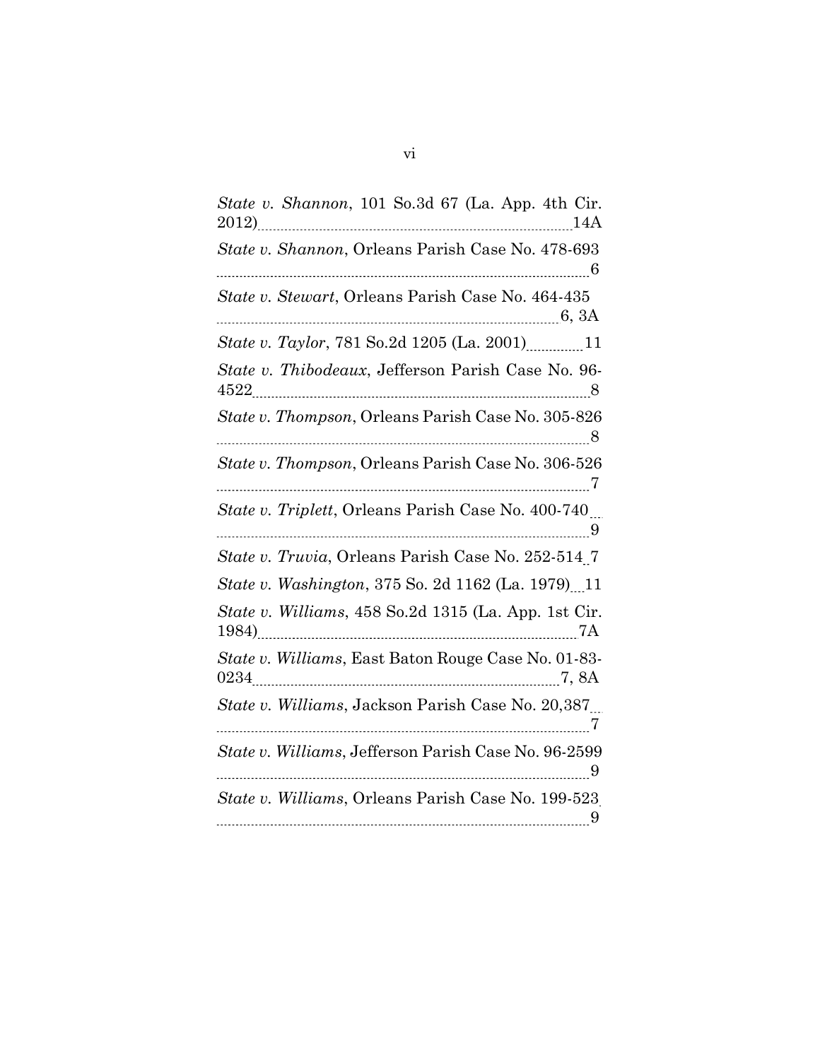*State v. Shannon*, 101 So.3d 67 (La. App. 4th Cir. 2012) 14A

*State v. Shannon*, Orleans Parish Case No. 478-693 6

*State v. Stewart*, Orleans Parish Case No. 464-435 6, 3A

*State v. Taylor*, 781 So.2d 1205 (La. 2001) 11

*State v. Thibodeaux*, Jefferson Parish Case No. 96-4522 8

*State v. Thompson*, Orleans Parish Case No. 305-826 8

*State v. Thompson*, Orleans Parish Case No. 306-526 7

*State v. Triplett*, Orleans Parish Case No. 400-740 9

*State v. Truvia*, Orleans Parish Case No. 252-514 7

*State v. Washington*, 375 So. 2d 1162 (La. 1979) 11

*State v. Williams*, 458 So.2d 1315 (La. App. 1st Cir. 1984) 7A

*State v. Williams*, East Baton Rouge Case No. 01-83-0234 7, 8A

*State v. Williams*, Jackson Parish Case No. 20,387 7

*State v. Williams*, Jefferson Parish Case No. 96-2599 9

*State v. Williams*, Orleans Parish Case No. 199-523 9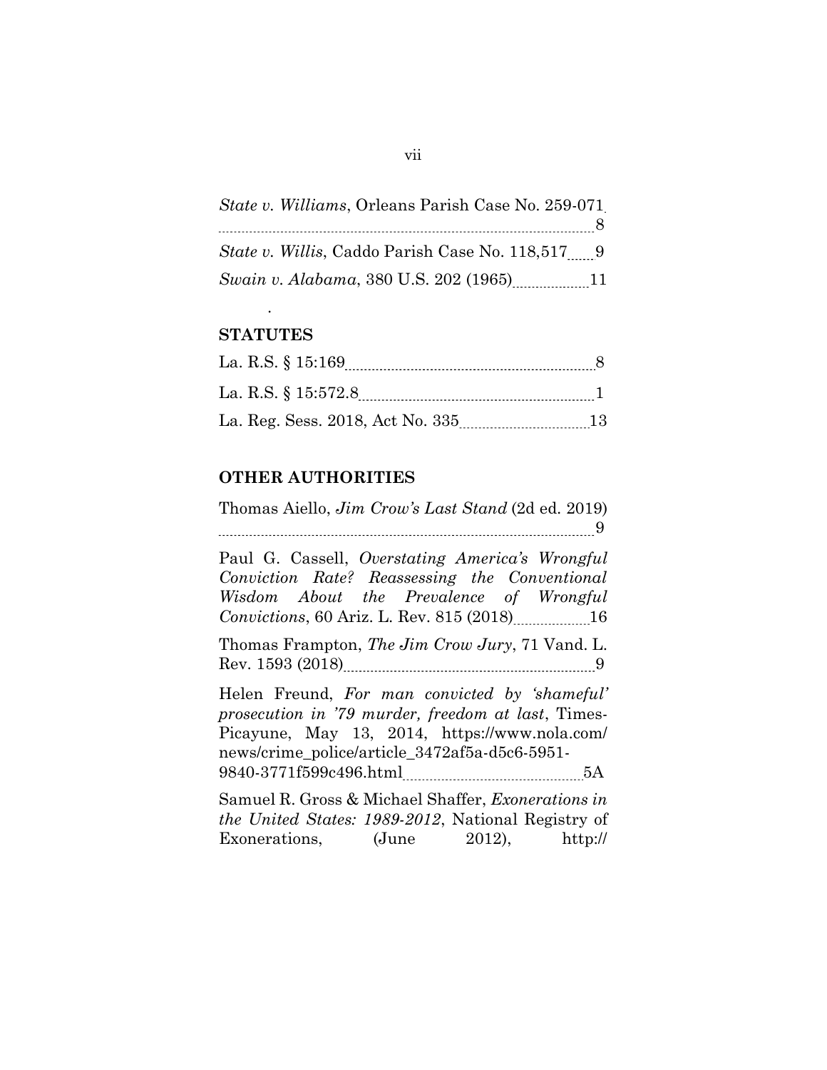*State v. Williams*, Orleans Parish Case No. 259-071 ........ 8

*State v. Willis*, Caddo Parish Case No. 118,517 ........ 9

*Swain v. Alabama*, 380 U.S. 202 (1965) ........ 11

.

## STATUTES

La. R.S. § 15:169 ........ 8

La. R.S. § 15:572.8 ........ 1

La. Reg. Sess. 2018, Act No. 335 ........ 13

## OTHER AUTHORITIES

Thomas Aiello, *Jim Crow's Last Stand* (2d ed. 2019) ........ 9

Paul G. Cassell, *Overstating America's Wrongful Conviction Rate? Reassessing the Conventional Wisdom About the Prevalence of Wrongful Convictions*, 60 Ariz. L. Rev. 815 (2018) ........ 16

Thomas Frampton, *The Jim Crow Jury*, 71 Vand. L. Rev. 1593 (2018) ........ 9

Helen Freund, *For man convicted by 'shameful' prosecution in '79 murder, freedom at last*, Times-Picayune, May 13, 2014, https://www.nola.com/news/crime_police/article_3472af5a-d5c6-5951-9840-3771f599c496.html ........ 5A

Samuel R. Gross & Michael Shaffer, *Exonerations in the United States: 1989-2012*, National Registry of Exonerations, (June 2012), http://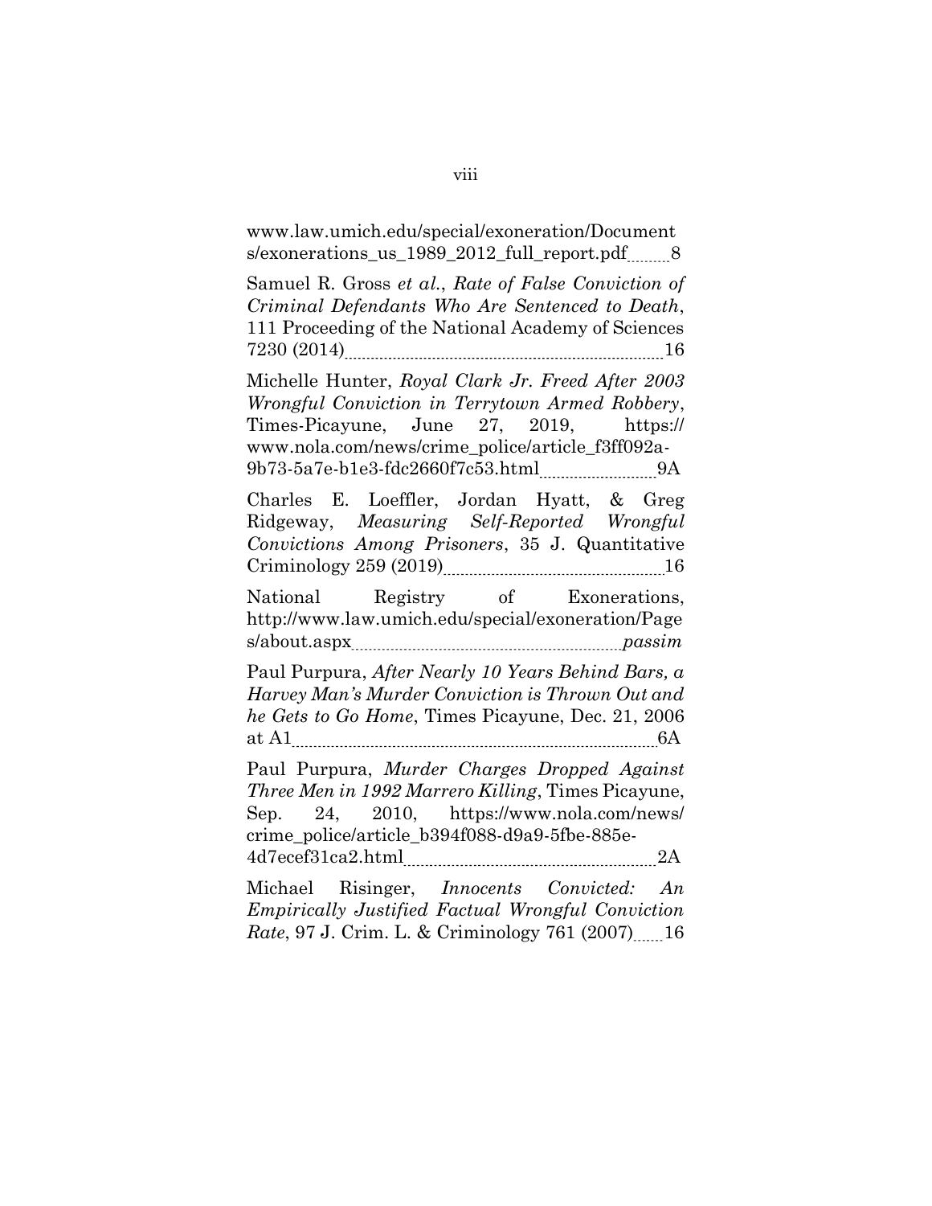www.law.umich.edu/special/exoneration/Documents/exonerations_us_1989_2012_full_report.pdf ........ 8

Samuel R. Gross *et al.*, *Rate of False Conviction of Criminal Defendants Who Are Sentenced to Death*, 111 Proceeding of the National Academy of Sciences 7230 (2014) ........ 16

Michelle Hunter, *Royal Clark Jr. Freed After 2003 Wrongful Conviction in Terrytown Armed Robbery*, Times-Picayune, June 27, 2019, https://www.nola.com/news/crime_police/article_f3ff092a-9b73-5a7e-b1e3-fdc2660f7c53.html ........ 9A

Charles E. Loeffler, Jordan Hyatt, & Greg Ridgeway, *Measuring Self-Reported Wrongful Convictions Among Prisoners*, 35 J. Quantitative Criminology 259 (2019) ........ 16

National Registry of Exonerations, http://www.law.umich.edu/special/exoneration/Pages/about.aspx ........ *passim*

Paul Purpura, *After Nearly 10 Years Behind Bars, a Harvey Man's Murder Conviction is Thrown Out and he Gets to Go Home*, Times Picayune, Dec. 21, 2006 at A1 ........ 6A

Paul Purpura, *Murder Charges Dropped Against Three Men in 1992 Marrero Killing*, Times Picayune, Sep. 24, 2010, https://www.nola.com/news/crime_police/article_b394f088-d9a9-5fbe-885e-4d7ecef31ca2.html ........ 2A

Michael Risinger, *Innocents Convicted: An Empirically Justified Factual Wrongful Conviction Rate*, 97 J. Crim. L. & Criminology 761 (2007) ........ 16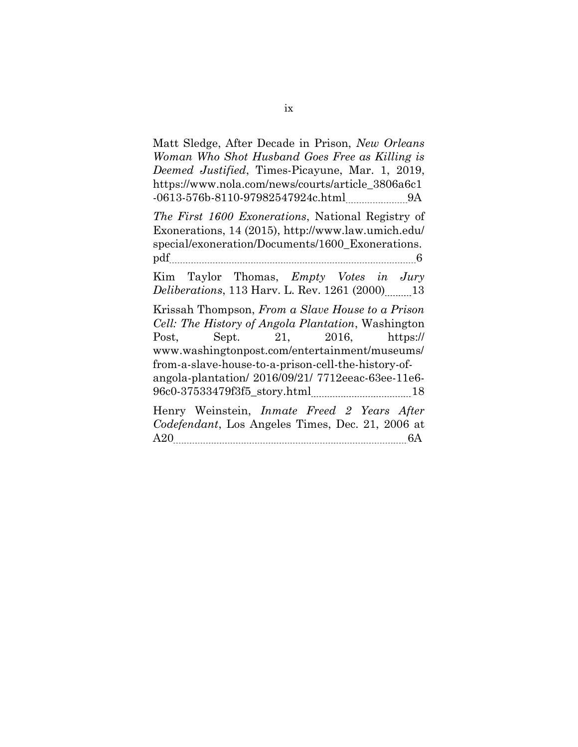Matt Sledge, After Decade in Prison, *New Orleans Woman Who Shot Husband Goes Free as Killing is Deemed Justified*, Times-Picayune, Mar. 1, 2019, https://www.nola.com/news/courts/article_3806a6c1-0613-576b-8110-97982547924c.html ..................... 9A

*The First 1600 Exonerations*, National Registry of Exonerations, 14 (2015), http://www.law.umich.edu/special/exoneration/Documents/1600_Exonerations.pdf ..................... 6

Kim Taylor Thomas, *Empty Votes in Jury Deliberations*, 113 Harv. L. Rev. 1261 (2000) ..................... 13

Krissah Thompson, *From a Slave House to a Prison Cell: The History of Angola Plantation*, Washington Post, Sept. 21, 2016, https://www.washingtonpost.com/entertainment/museums/from-a-slave-house-to-a-prison-cell-the-history-of-angola-plantation/ 2016/09/21/ 7712eeac-63ee-11e6-96c0-37533479f3f5_story.html ..................... 18

Henry Weinstein, *Inmate Freed 2 Years After Codefendant*, Los Angeles Times, Dec. 21, 2006 at A20 ..................... 6A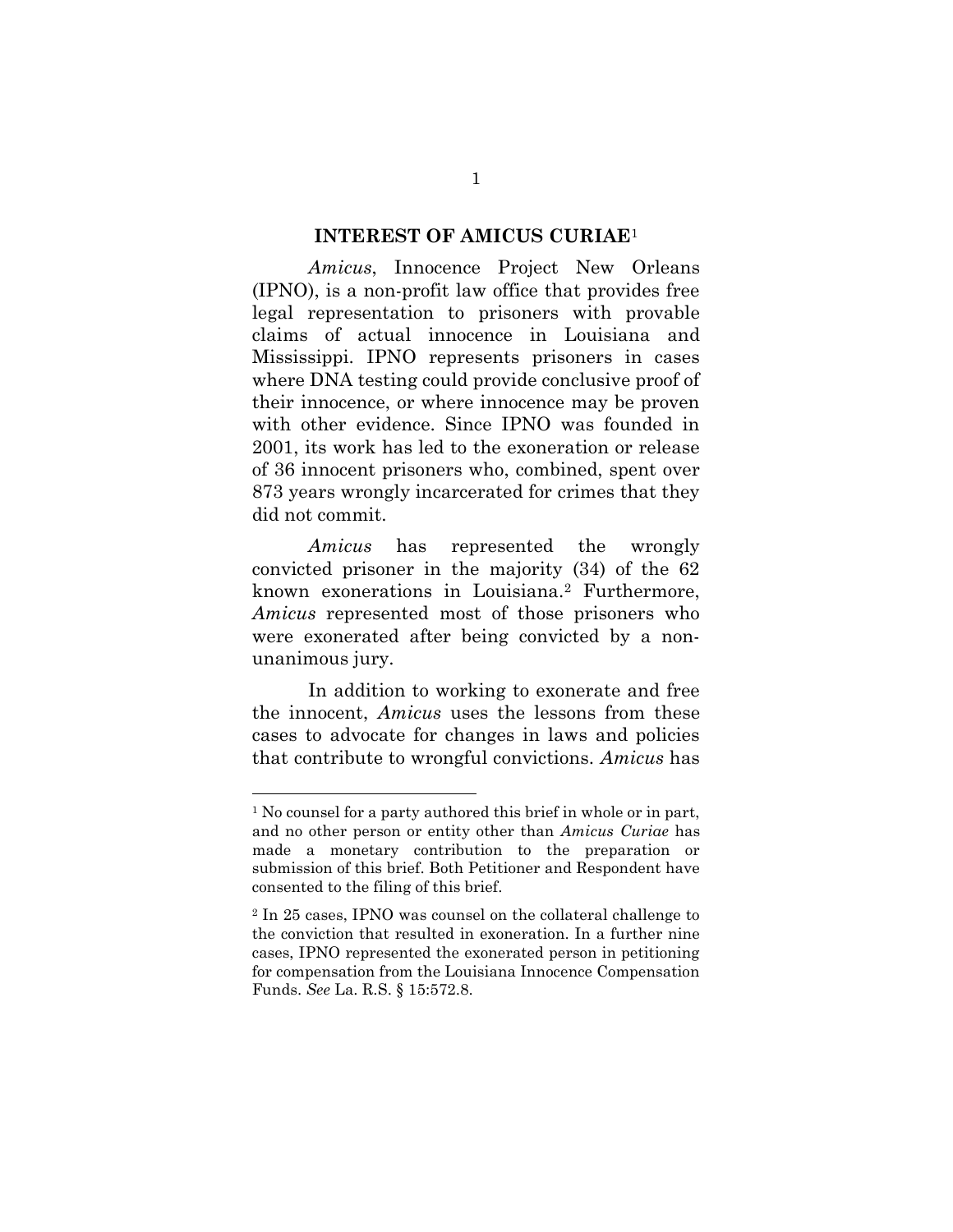## INTEREST OF AMICUS CURIAE[1]

*Amicus*, Innocence Project New Orleans (IPNO), is a non-profit law office that provides free legal representation to prisoners with provable claims of actual innocence in Louisiana and Mississippi. IPNO represents prisoners in cases where DNA testing could provide conclusive proof of their innocence, or where innocence may be proven with other evidence. Since IPNO was founded in 2001, its work has led to the exoneration or release of 36 innocent prisoners who, combined, spent over 873 years wrongly incarcerated for crimes that they did not commit.

*Amicus* has represented the wrongly convicted prisoner in the majority (34) of the 62 known exonerations in Louisiana.[2] Furthermore, *Amicus* represented most of those prisoners who were exonerated after being convicted by a non-unanimous jury.

In addition to working to exonerate and free the innocent, *Amicus* uses the lessons from these cases to advocate for changes in laws and policies that contribute to wrongful convictions. *Amicus* has

---

[1] No counsel for a party authored this brief in whole or in part, and no other person or entity other than *Amicus Curiae* has made a monetary contribution to the preparation or submission of this brief. Both Petitioner and Respondent have consented to the filing of this brief.

[2] In 25 cases, IPNO was counsel on the collateral challenge to the conviction that resulted in exoneration. In a further nine cases, IPNO represented the exonerated person in petitioning for compensation from the Louisiana Innocence Compensation Funds. *See* La. R.S. § 15:572.8.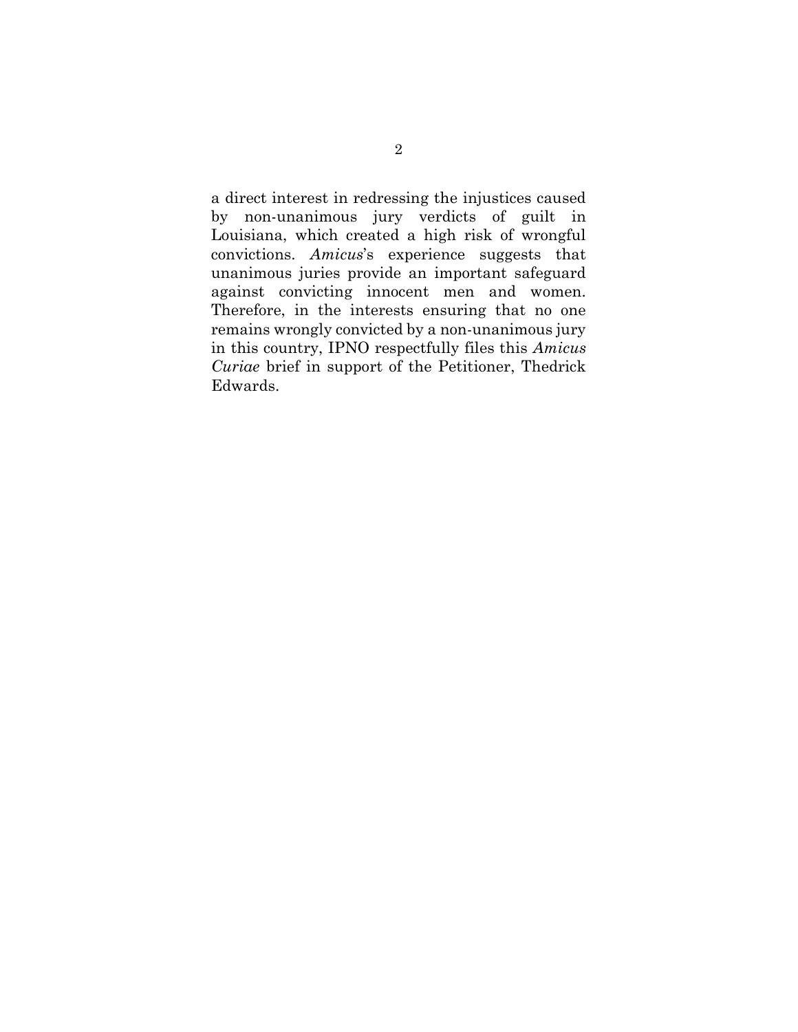a direct interest in redressing the injustices caused by non-unanimous jury verdicts of guilt in Louisiana, which created a high risk of wrongful convictions. *Amicus*'s experience suggests that unanimous juries provide an important safeguard against convicting innocent men and women. Therefore, in the interests ensuring that no one remains wrongly convicted by a non-unanimous jury in this country, IPNO respectfully files this *Amicus Curiae* brief in support of the Petitioner, Thedrick Edwards.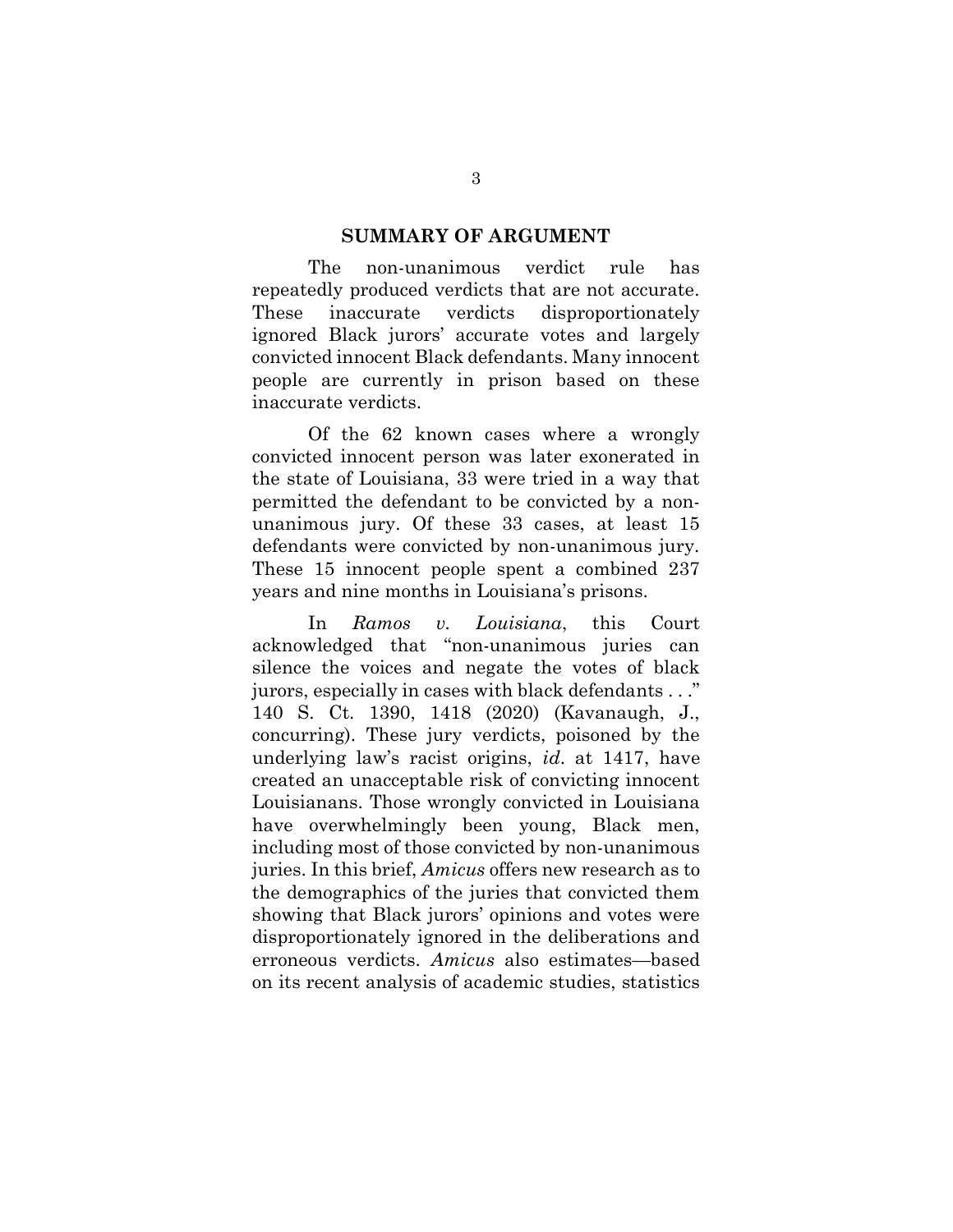## SUMMARY OF ARGUMENT

The non-unanimous verdict rule has repeatedly produced verdicts that are not accurate. These inaccurate verdicts disproportionately ignored Black jurors' accurate votes and largely convicted innocent Black defendants. Many innocent people are currently in prison based on these inaccurate verdicts.

Of the 62 known cases where a wrongly convicted innocent person was later exonerated in the state of Louisiana, 33 were tried in a way that permitted the defendant to be convicted by a non-unanimous jury. Of these 33 cases, at least 15 defendants were convicted by non-unanimous jury. These 15 innocent people spent a combined 237 years and nine months in Louisiana's prisons.

In *Ramos v. Louisiana*, this Court acknowledged that "non-unanimous juries can silence the voices and negate the votes of black jurors, especially in cases with black defendants . . ." 140 S. Ct. 1390, 1418 (2020) (Kavanaugh, J., concurring). These jury verdicts, poisoned by the underlying law's racist origins, *id*. at 1417, have created an unacceptable risk of convicting innocent Louisianans. Those wrongly convicted in Louisiana have overwhelmingly been young, Black men, including most of those convicted by non-unanimous juries. In this brief, *Amicus* offers new research as to the demographics of the juries that convicted them showing that Black jurors' opinions and votes were disproportionately ignored in the deliberations and erroneous verdicts. *Amicus* also estimates—based on its recent analysis of academic studies, statistics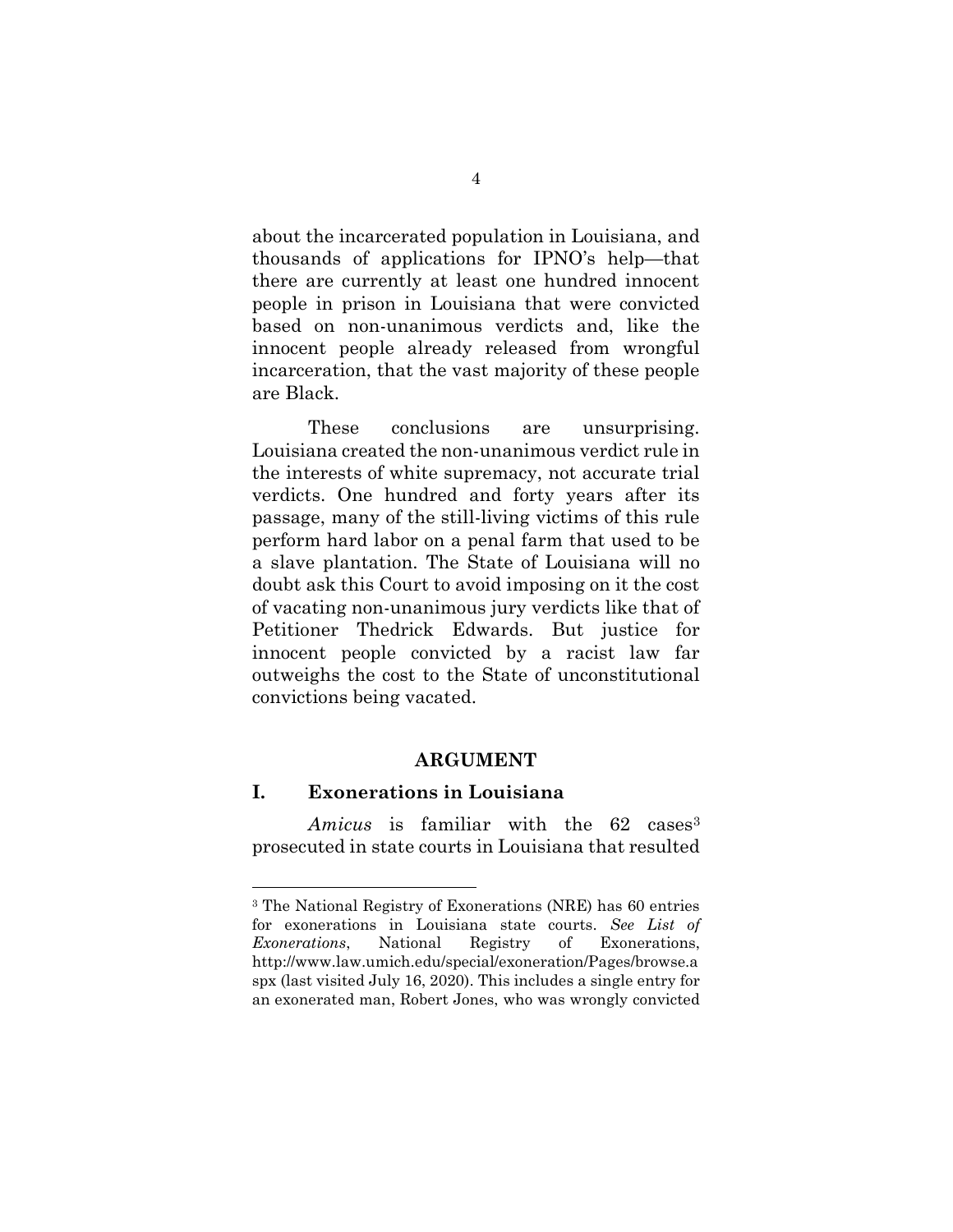about the incarcerated population in Louisiana, and thousands of applications for IPNO's help—that there are currently at least one hundred innocent people in prison in Louisiana that were convicted based on non-unanimous verdicts and, like the innocent people already released from wrongful incarceration, that the vast majority of these people are Black.

These conclusions are unsurprising. Louisiana created the non-unanimous verdict rule in the interests of white supremacy, not accurate trial verdicts. One hundred and forty years after its passage, many of the still-living victims of this rule perform hard labor on a penal farm that used to be a slave plantation. The State of Louisiana will no doubt ask this Court to avoid imposing on it the cost of vacating non-unanimous jury verdicts like that of Petitioner Thedrick Edwards. But justice for innocent people convicted by a racist law far outweighs the cost to the State of unconstitutional convictions being vacated.

## ARGUMENT

### I. Exonerations in Louisiana

*Amicus* is familiar with the 62 cases[3] prosecuted in state courts in Louisiana that resulted

---

[3] The National Registry of Exonerations (NRE) has 60 entries for exonerations in Louisiana state courts. *See List of Exonerations*, National Registry of Exonerations, http://www.law.umich.edu/special/exoneration/Pages/browse.aspx (last visited July 16, 2020). This includes a single entry for an exonerated man, Robert Jones, who was wrongly convicted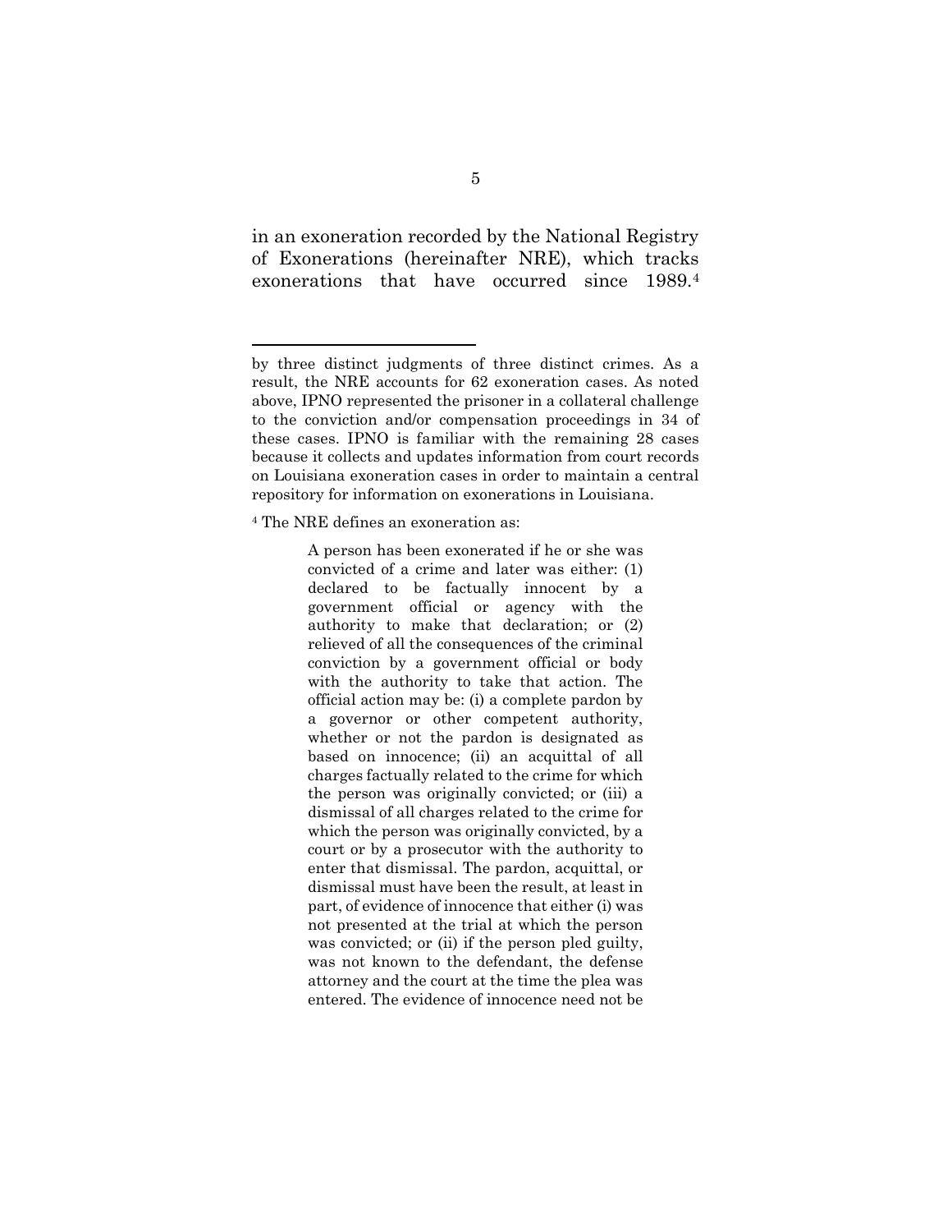in an exoneration recorded by the National Registry of Exonerations (hereinafter NRE), which tracks exonerations that have occurred since 1989.[4]

---

by three distinct judgments of three distinct crimes. As a result, the NRE accounts for 62 exoneration cases. As noted above, IPNO represented the prisoner in a collateral challenge to the conviction and/or compensation proceedings in 34 of these cases. IPNO is familiar with the remaining 28 cases because it collects and updates information from court records on Louisiana exoneration cases in order to maintain a central repository for information on exonerations in Louisiana.

[4] The NRE defines an exoneration as:

> A person has been exonerated if he or she was convicted of a crime and later was either: (1) declared to be factually innocent by a government official or agency with the authority to make that declaration; or (2) relieved of all the consequences of the criminal conviction by a government official or body with the authority to take that action. The official action may be: (i) a complete pardon by a governor or other competent authority, whether or not the pardon is designated as based on innocence; (ii) an acquittal of all charges factually related to the crime for which the person was originally convicted; or (iii) a dismissal of all charges related to the crime for which the person was originally convicted, by a court or by a prosecutor with the authority to enter that dismissal. The pardon, acquittal, or dismissal must have been the result, at least in part, of evidence of innocence that either (i) was not presented at the trial at which the person was convicted; or (ii) if the person pled guilty, was not known to the defendant, the defense attorney and the court at the time the plea was entered. The evidence of innocence need not be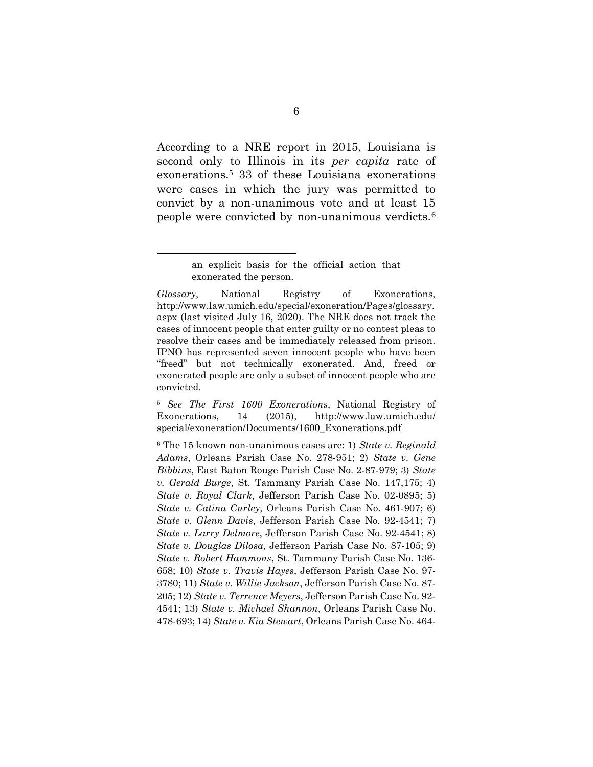According to a NRE report in 2015, Louisiana is second only to Illinois in its *per capita* rate of exonerations.[5] 33 of these Louisiana exonerations were cases in which the jury was permitted to convict by a non-unanimous vote and at least 15 people were convicted by non-unanimous verdicts.[6]

---

> an explicit basis for the official action that exonerated the person.

*Glossary*, National Registry of Exonerations, http://www.law.umich.edu/special/exoneration/Pages/glossary.aspx (last visited July 16, 2020). The NRE does not track the cases of innocent people that enter guilty or no contest pleas to resolve their cases and be immediately released from prison. IPNO has represented seven innocent people who have been "freed" but not technically exonerated. And, freed or exonerated people are only a subset of innocent people who are convicted.

[5] *See The First 1600 Exonerations*, National Registry of Exonerations, 14 (2015), http://www.law.umich.edu/special/exoneration/Documents/1600_Exonerations.pdf

[6] The 15 known non-unanimous cases are: 1) *State v. Reginald Adams*, Orleans Parish Case No. 278-951; 2) *State v. Gene Bibbins*, East Baton Rouge Parish Case No. 2-87-979; 3) *State v. Gerald Burge*, St. Tammany Parish Case No. 147,175; 4) *State v. Royal Clark*, Jefferson Parish Case No. 02-0895; 5) *State v. Catina Curley*, Orleans Parish Case No. 461-907; 6) *State v. Glenn Davis*, Jefferson Parish Case No. 92-4541; 7) *State v. Larry Delmore*, Jefferson Parish Case No. 92-4541; 8) *State v. Douglas Dilosa*, Jefferson Parish Case No. 87-105; 9) *State v. Robert Hammons*, St. Tammany Parish Case No. 136-658; 10) *State v. Travis Hayes*, Jefferson Parish Case No. 97-3780; 11) *State v. Willie Jackson*, Jefferson Parish Case No. 87-205; 12) *State v. Terrence Meyers*, Jefferson Parish Case No. 92-4541; 13) *State v. Michael Shannon*, Orleans Parish Case No. 478-693; 14) *State v. Kia Stewart*, Orleans Parish Case No. 464-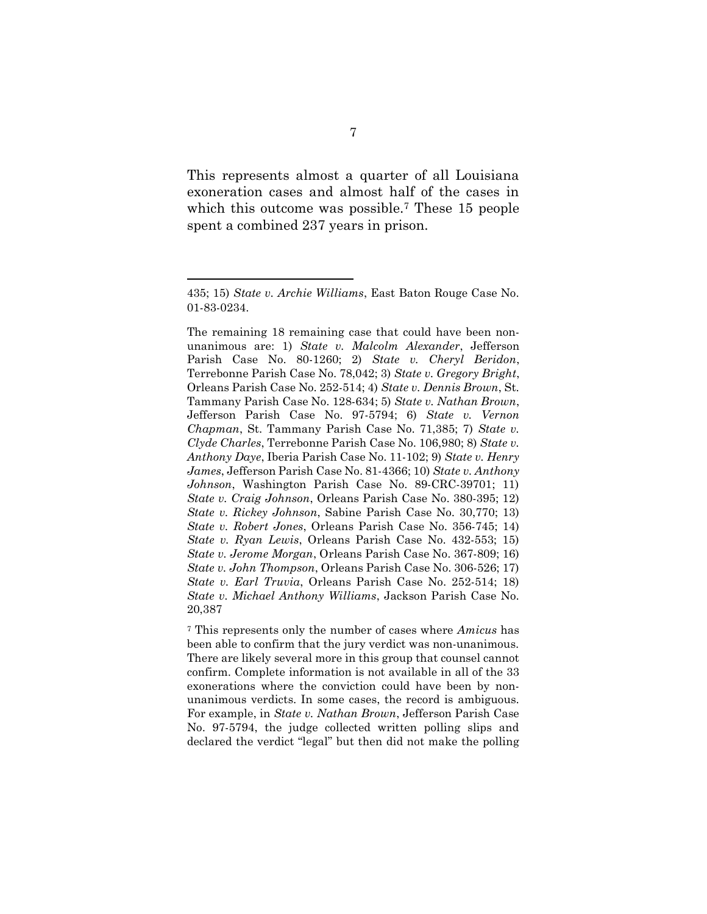This represents almost a quarter of all Louisiana exoneration cases and almost half of the cases in which this outcome was possible.[7] These 15 people spent a combined 237 years in prison.

---

435; 15) *State v. Archie Williams*, East Baton Rouge Case No. 01-83-0234.

The remaining 18 remaining case that could have been non-unanimous are: 1) *State v. Malcolm Alexander*, Jefferson Parish Case No. 80-1260; 2) *State v. Cheryl Beridon*, Terrebonne Parish Case No. 78,042; 3) *State v. Gregory Bright*, Orleans Parish Case No. 252-514; 4) *State v. Dennis Brown*, St. Tammany Parish Case No. 128-634; 5) *State v. Nathan Brown*, Jefferson Parish Case No. 97-5794; 6) *State v. Vernon Chapman*, St. Tammany Parish Case No. 71,385; 7) *State v. Clyde Charles*, Terrebonne Parish Case No. 106,980; 8) *State v. Anthony Daye*, Iberia Parish Case No. 11-102; 9) *State v. Henry James*, Jefferson Parish Case No. 81-4366; 10) *State v. Anthony Johnson*, Washington Parish Case No. 89-CRC-39701; 11) *State v. Craig Johnson*, Orleans Parish Case No. 380-395; 12) *State v. Rickey Johnson*, Sabine Parish Case No. 30,770; 13) *State v. Robert Jones*, Orleans Parish Case No. 356-745; 14) *State v. Ryan Lewis*, Orleans Parish Case No. 432-553; 15) *State v. Jerome Morgan*, Orleans Parish Case No. 367-809; 16) *State v. John Thompson*, Orleans Parish Case No. 306-526; 17) *State v. Earl Truvia*, Orleans Parish Case No. 252-514; 18) *State v. Michael Anthony Williams*, Jackson Parish Case No. 20,387

[7] This represents only the number of cases where *Amicus* has been able to confirm that the jury verdict was non-unanimous. There are likely several more in this group that counsel cannot confirm. Complete information is not available in all of the 33 exonerations where the conviction could have been by non-unanimous verdicts. In some cases, the record is ambiguous. For example, in *State v. Nathan Brown*, Jefferson Parish Case No. 97-5794, the judge collected written polling slips and declared the verdict "legal" but then did not make the polling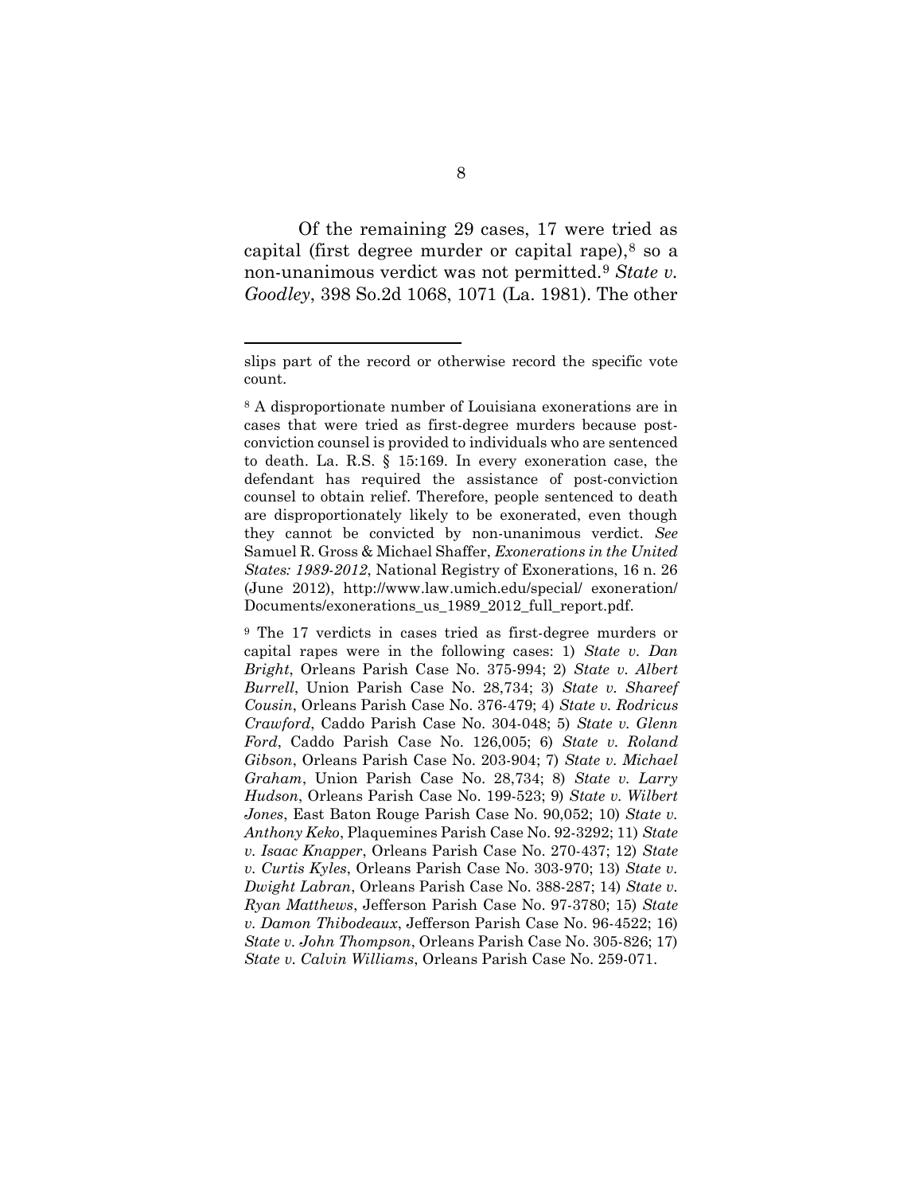Of the remaining 29 cases, 17 were tried as capital (first degree murder or capital rape),[8] so a non-unanimous verdict was not permitted.[9] *State v. Goodley*, 398 So.2d 1068, 1071 (La. 1981). The other

---

slips part of the record or otherwise record the specific vote count.

[8] A disproportionate number of Louisiana exonerations are in cases that were tried as first-degree murders because post-conviction counsel is provided to individuals who are sentenced to death. La. R.S. § 15:169. In every exoneration case, the defendant has required the assistance of post-conviction counsel to obtain relief. Therefore, people sentenced to death are disproportionately likely to be exonerated, even though they cannot be convicted by non-unanimous verdict. *See* Samuel R. Gross & Michael Shaffer, *Exonerations in the United States: 1989-2012*, National Registry of Exonerations, 16 n. 26 (June 2012), http://www.law.umich.edu/special/ exoneration/ Documents/exonerations_us_1989_2012_full_report.pdf.

[9] The 17 verdicts in cases tried as first-degree murders or capital rapes were in the following cases: 1) *State v. Dan Bright*, Orleans Parish Case No. 375-994; 2) *State v. Albert Burrell*, Union Parish Case No. 28,734; 3) *State v. Shareef Cousin*, Orleans Parish Case No. 376-479; 4) *State v. Rodricus Crawford*, Caddo Parish Case No. 304-048; 5) *State v. Glenn Ford*, Caddo Parish Case No. 126,005; 6) *State v. Roland Gibson*, Orleans Parish Case No. 203-904; 7) *State v. Michael Graham*, Union Parish Case No. 28,734; 8) *State v. Larry Hudson*, Orleans Parish Case No. 199-523; 9) *State v. Wilbert Jones*, East Baton Rouge Parish Case No. 90,052; 10) *State v. Anthony Keko*, Plaquemines Parish Case No. 92-3292; 11) *State v. Isaac Knapper*, Orleans Parish Case No. 270-437; 12) *State v. Curtis Kyles*, Orleans Parish Case No. 303-970; 13) *State v. Dwight Labran*, Orleans Parish Case No. 388-287; 14) *State v. Ryan Matthews*, Jefferson Parish Case No. 97-3780; 15) *State v. Damon Thibodeaux*, Jefferson Parish Case No. 96-4522; 16) *State v. John Thompson*, Orleans Parish Case No. 305-826; 17) *State v. Calvin Williams*, Orleans Parish Case No. 259-071.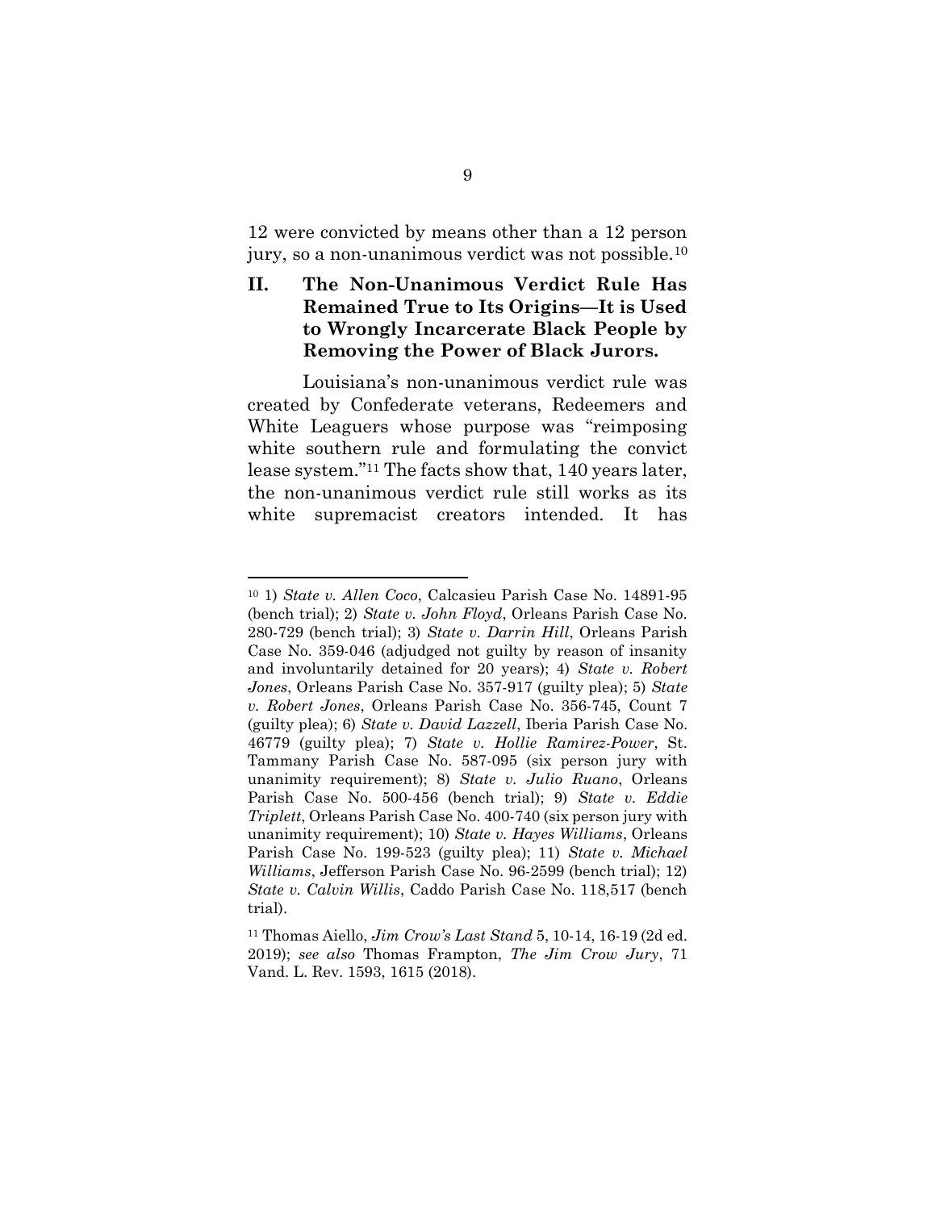12 were convicted by means other than a 12 person jury, so a non-unanimous verdict was not possible.[10]

## II. The Non-Unanimous Verdict Rule Has Remained True to Its Origins—It is Used to Wrongly Incarcerate Black People by Removing the Power of Black Jurors.

Louisiana's non-unanimous verdict rule was created by Confederate veterans, Redeemers and White Leaguers whose purpose was "reimposing white southern rule and formulating the convict lease system."[11] The facts show that, 140 years later, the non-unanimous verdict rule still works as its white supremacist creators intended. It has

---

[10] 1) *State v. Allen Coco*, Calcasieu Parish Case No. 14891-95 (bench trial); 2) *State v. John Floyd*, Orleans Parish Case No. 280-729 (bench trial); 3) *State v. Darrin Hill*, Orleans Parish Case No. 359-046 (adjudged not guilty by reason of insanity and involuntarily detained for 20 years); 4) *State v. Robert Jones*, Orleans Parish Case No. 357-917 (guilty plea); 5) *State v. Robert Jones*, Orleans Parish Case No. 356-745, Count 7 (guilty plea); 6) *State v. David Lazzell*, Iberia Parish Case No. 46779 (guilty plea); 7) *State v. Hollie Ramirez-Power*, St. Tammany Parish Case No. 587-095 (six person jury with unanimity requirement); 8) *State v. Julio Ruano*, Orleans Parish Case No. 500-456 (bench trial); 9) *State v. Eddie Triplett*, Orleans Parish Case No. 400-740 (six person jury with unanimity requirement); 10) *State v. Hayes Williams*, Orleans Parish Case No. 199-523 (guilty plea); 11) *State v. Michael Williams*, Jefferson Parish Case No. 96-2599 (bench trial); 12) *State v. Calvin Willis*, Caddo Parish Case No. 118,517 (bench trial).

[11] Thomas Aiello, *Jim Crow's Last Stand* 5, 10-14, 16-19 (2d ed. 2019); *see also* Thomas Frampton, *The Jim Crow Jury*, 71 Vand. L. Rev. 1593, 1615 (2018).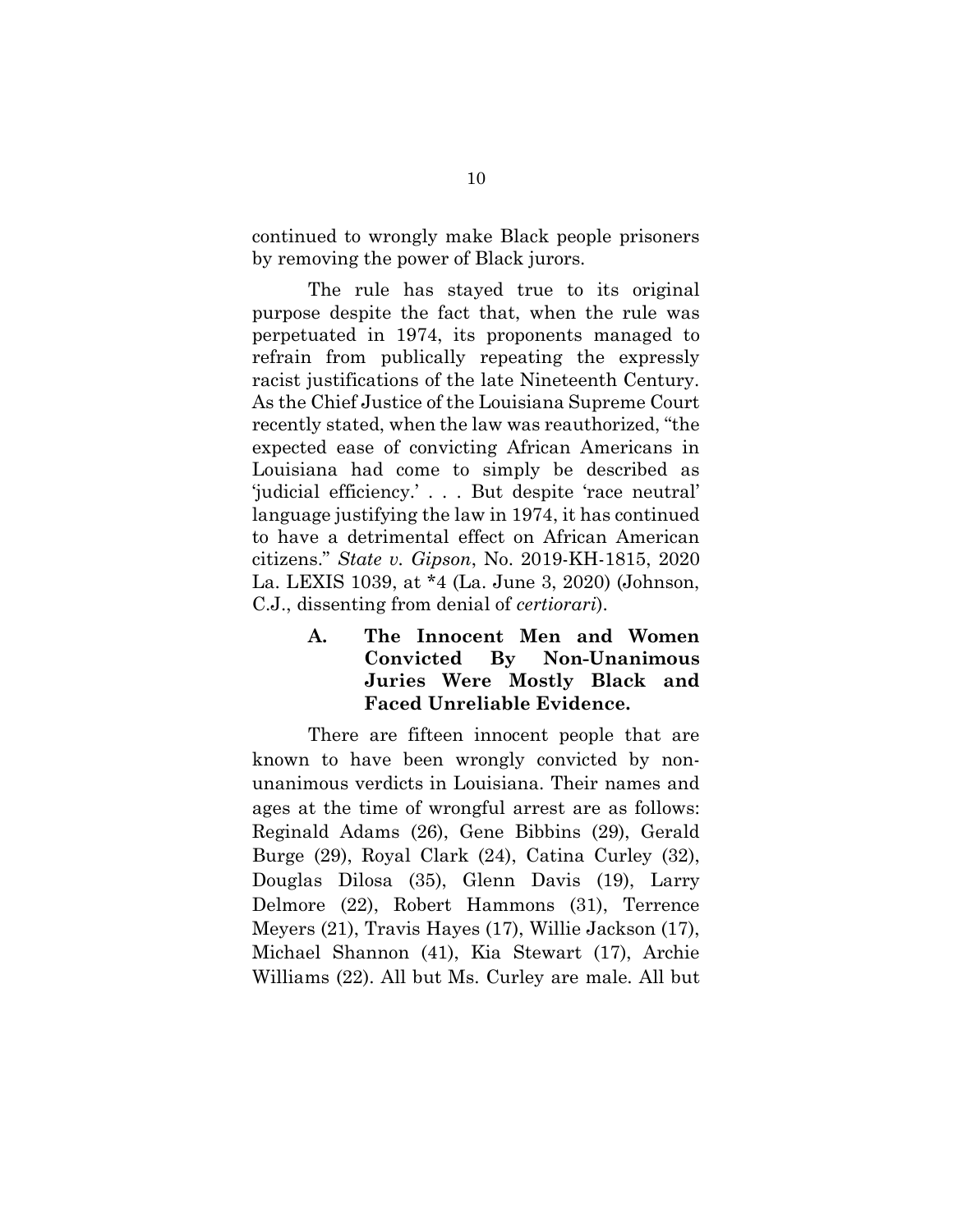continued to wrongly make Black people prisoners by removing the power of Black jurors.

The rule has stayed true to its original purpose despite the fact that, when the rule was perpetuated in 1974, its proponents managed to refrain from publically repeating the expressly racist justifications of the late Nineteenth Century. As the Chief Justice of the Louisiana Supreme Court recently stated, when the law was reauthorized, "the expected ease of convicting African Americans in Louisiana had come to simply be described as 'judicial efficiency.' . . . But despite 'race neutral' language justifying the law in 1974, it has continued to have a detrimental effect on African American citizens." *State v. Gipson*, No. 2019-KH-1815, 2020 La. LEXIS 1039, at *4 (La. June 3, 2020) (Johnson, C.J., dissenting from denial of *certiorari*).

### A. The Innocent Men and Women Convicted By Non-Unanimous Juries Were Mostly Black and Faced Unreliable Evidence.

There are fifteen innocent people that are known to have been wrongly convicted by non-unanimous verdicts in Louisiana. Their names and ages at the time of wrongful arrest are as follows: Reginald Adams (26), Gene Bibbins (29), Gerald Burge (29), Royal Clark (24), Catina Curley (32), Douglas Dilosa (35), Glenn Davis (19), Larry Delmore (22), Robert Hammons (31), Terrence Meyers (21), Travis Hayes (17), Willie Jackson (17), Michael Shannon (41), Kia Stewart (17), Archie Williams (22). All but Ms. Curley are male. All but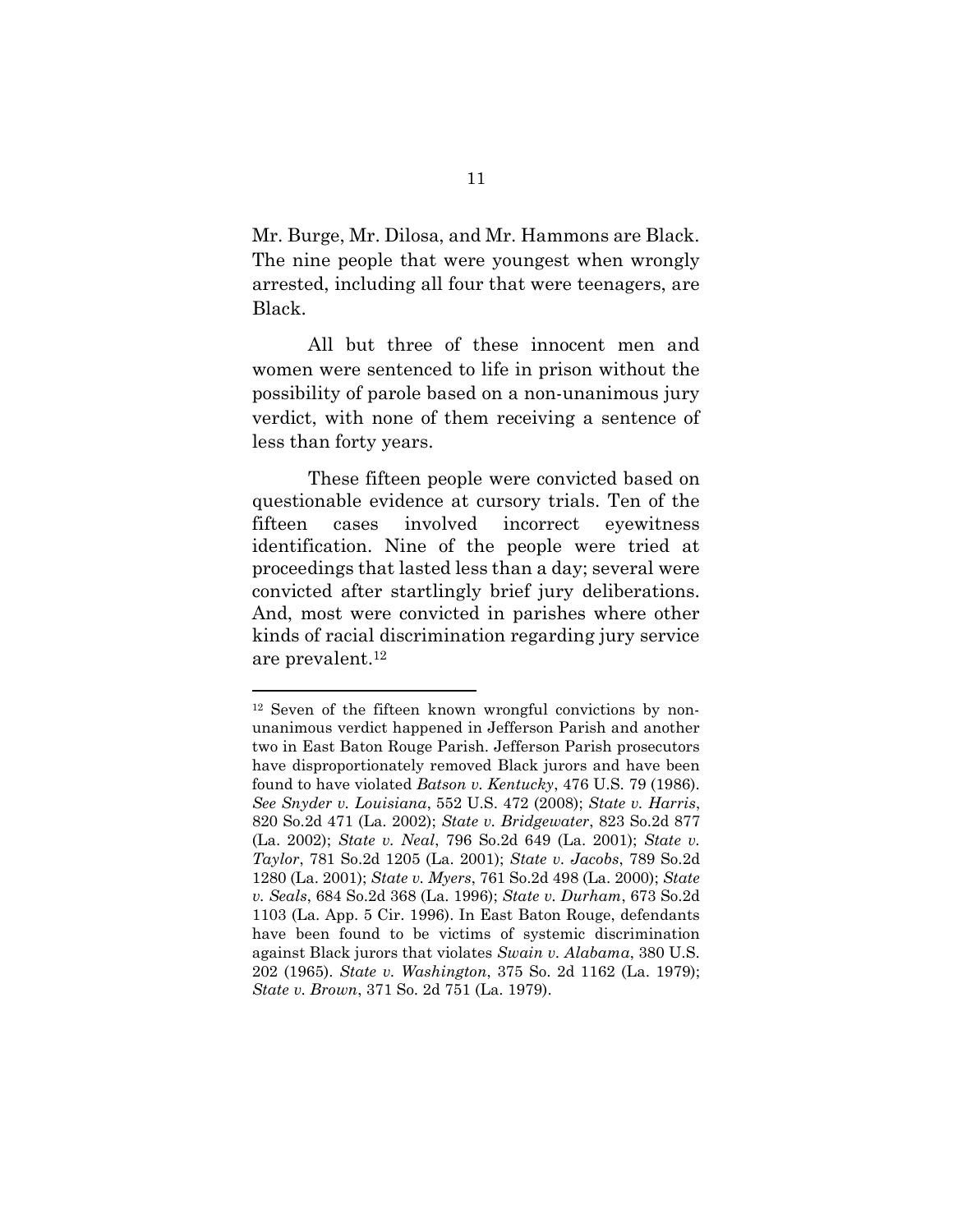Mr. Burge, Mr. Dilosa, and Mr. Hammons are Black. The nine people that were youngest when wrongly arrested, including all four that were teenagers, are Black.

All but three of these innocent men and women were sentenced to life in prison without the possibility of parole based on a non-unanimous jury verdict, with none of them receiving a sentence of less than forty years.

These fifteen people were convicted based on questionable evidence at cursory trials. Ten of the fifteen cases involved incorrect eyewitness identification. Nine of the people were tried at proceedings that lasted less than a day; several were convicted after startlingly brief jury deliberations. And, most were convicted in parishes where other kinds of racial discrimination regarding jury service are prevalent.[12]

---

[12] Seven of the fifteen known wrongful convictions by non-unanimous verdict happened in Jefferson Parish and another two in East Baton Rouge Parish. Jefferson Parish prosecutors have disproportionately removed Black jurors and have been found to have violated *Batson v. Kentucky*, 476 U.S. 79 (1986). *See Snyder v. Louisiana*, 552 U.S. 472 (2008); *State v. Harris*, 820 So.2d 471 (La. 2002); *State v. Bridgewater*, 823 So.2d 877 (La. 2002); *State v. Neal*, 796 So.2d 649 (La. 2001); *State v. Taylor*, 781 So.2d 1205 (La. 2001); *State v. Jacobs*, 789 So.2d 1280 (La. 2001); *State v. Myers*, 761 So.2d 498 (La. 2000); *State v. Seals*, 684 So.2d 368 (La. 1996); *State v. Durham*, 673 So.2d 1103 (La. App. 5 Cir. 1996). In East Baton Rouge, defendants have been found to be victims of systemic discrimination against Black jurors that violates *Swain v. Alabama*, 380 U.S. 202 (1965). *State v. Washington*, 375 So. 2d 1162 (La. 1979); *State v. Brown*, 371 So. 2d 751 (La. 1979).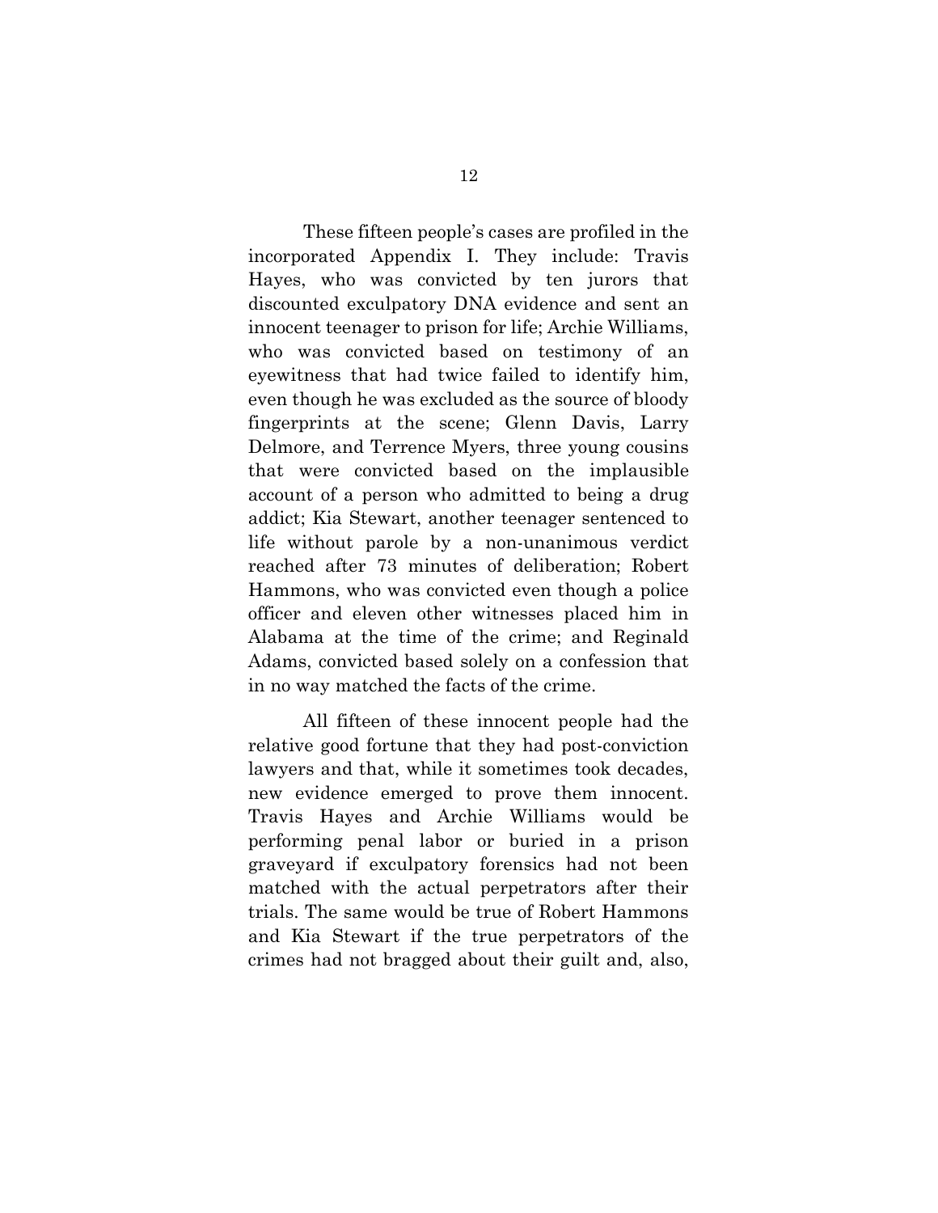These fifteen people's cases are profiled in the incorporated Appendix I. They include: Travis Hayes, who was convicted by ten jurors that discounted exculpatory DNA evidence and sent an innocent teenager to prison for life; Archie Williams, who was convicted based on testimony of an eyewitness that had twice failed to identify him, even though he was excluded as the source of bloody fingerprints at the scene; Glenn Davis, Larry Delmore, and Terrence Myers, three young cousins that were convicted based on the implausible account of a person who admitted to being a drug addict; Kia Stewart, another teenager sentenced to life without parole by a non-unanimous verdict reached after 73 minutes of deliberation; Robert Hammons, who was convicted even though a police officer and eleven other witnesses placed him in Alabama at the time of the crime; and Reginald Adams, convicted based solely on a confession that in no way matched the facts of the crime.

All fifteen of these innocent people had the relative good fortune that they had post-conviction lawyers and that, while it sometimes took decades, new evidence emerged to prove them innocent. Travis Hayes and Archie Williams would be performing penal labor or buried in a prison graveyard if exculpatory forensics had not been matched with the actual perpetrators after their trials. The same would be true of Robert Hammons and Kia Stewart if the true perpetrators of the crimes had not bragged about their guilt and, also,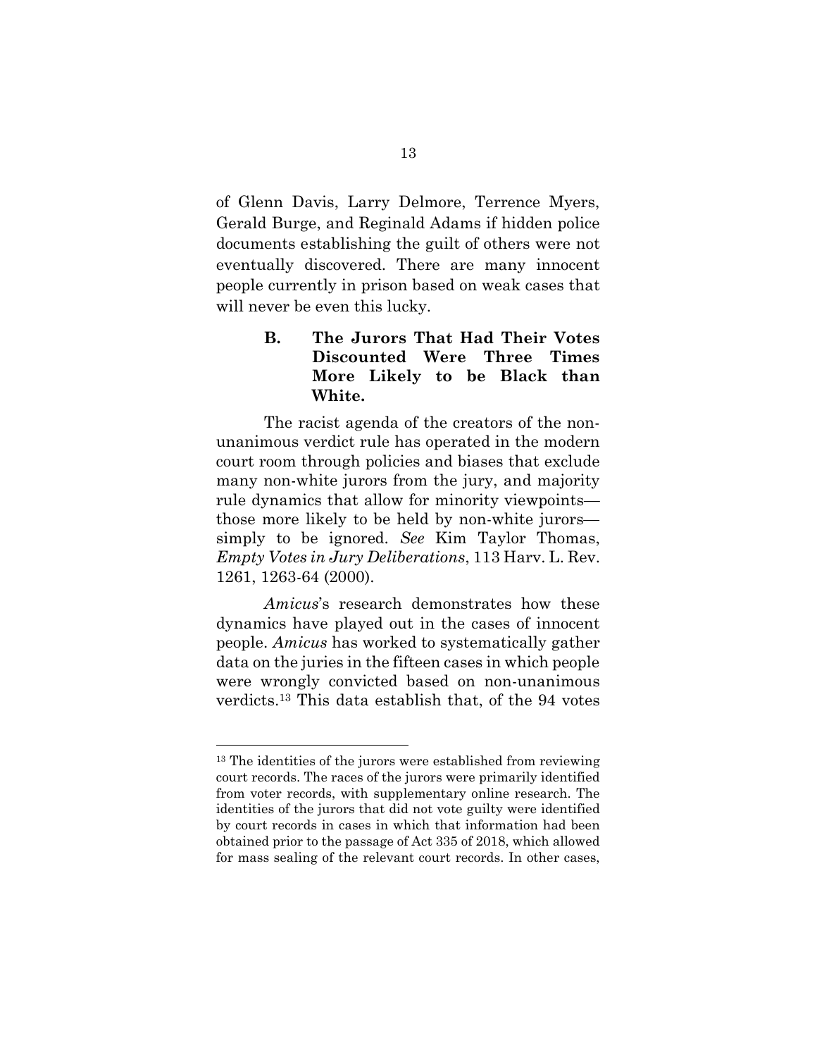of Glenn Davis, Larry Delmore, Terrence Myers, Gerald Burge, and Reginald Adams if hidden police documents establishing the guilt of others were not eventually discovered. There are many innocent people currently in prison based on weak cases that will never be even this lucky.

### B. The Jurors That Had Their Votes Discounted Were Three Times More Likely to be Black than White.

The racist agenda of the creators of the non-unanimous verdict rule has operated in the modern court room through policies and biases that exclude many non-white jurors from the jury, and majority rule dynamics that allow for minority viewpoints—those more likely to be held by non-white jurors—simply to be ignored. *See* Kim Taylor Thomas, *Empty Votes in Jury Deliberations*, 113 Harv. L. Rev. 1261, 1263-64 (2000).

*Amicus*'s research demonstrates how these dynamics have played out in the cases of innocent people. *Amicus* has worked to systematically gather data on the juries in the fifteen cases in which people were wrongly convicted based on non-unanimous verdicts.[13] This data establish that, of the 94 votes

---

[13] The identities of the jurors were established from reviewing court records. The races of the jurors were primarily identified from voter records, with supplementary online research. The identities of the jurors that did not vote guilty were identified by court records in cases in which that information had been obtained prior to the passage of Act 335 of 2018, which allowed for mass sealing of the relevant court records. In other cases,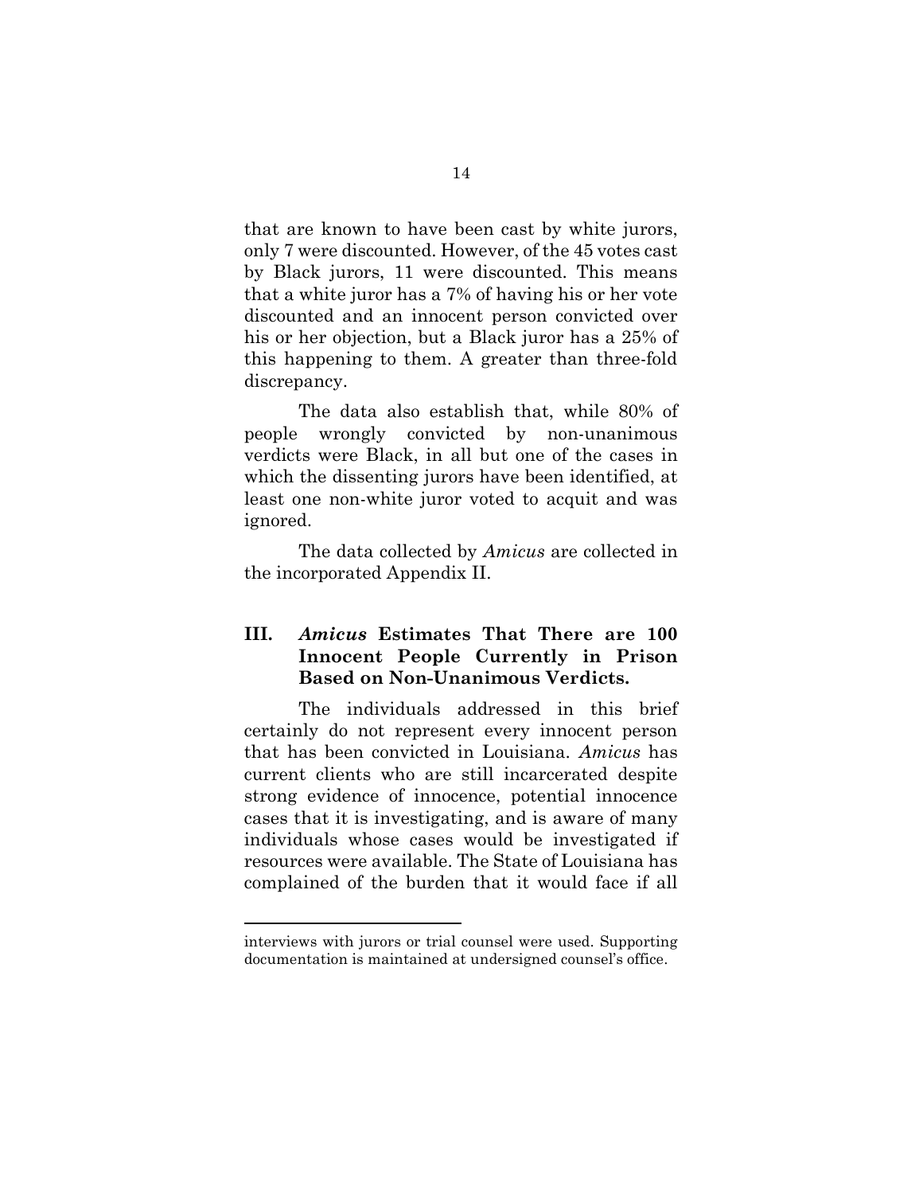that are known to have been cast by white jurors, only 7 were discounted. However, of the 45 votes cast by Black jurors, 11 were discounted. This means that a white juror has a 7% of having his or her vote discounted and an innocent person convicted over his or her objection, but a Black juror has a 25% of this happening to them. A greater than three-fold discrepancy.

The data also establish that, while 80% of people wrongly convicted by non-unanimous verdicts were Black, in all but one of the cases in which the dissenting jurors have been identified, at least one non-white juror voted to acquit and was ignored.

The data collected by *Amicus* are collected in the incorporated Appendix II.

## III. *Amicus* Estimates That There are 100 Innocent People Currently in Prison Based on Non-Unanimous Verdicts.

The individuals addressed in this brief certainly do not represent every innocent person that has been convicted in Louisiana. *Amicus* has current clients who are still incarcerated despite strong evidence of innocence, potential innocence cases that it is investigating, and is aware of many individuals whose cases would be investigated if resources were available. The State of Louisiana has complained of the burden that it would face if all

---

interviews with jurors or trial counsel were used. Supporting documentation is maintained at undersigned counsel's office.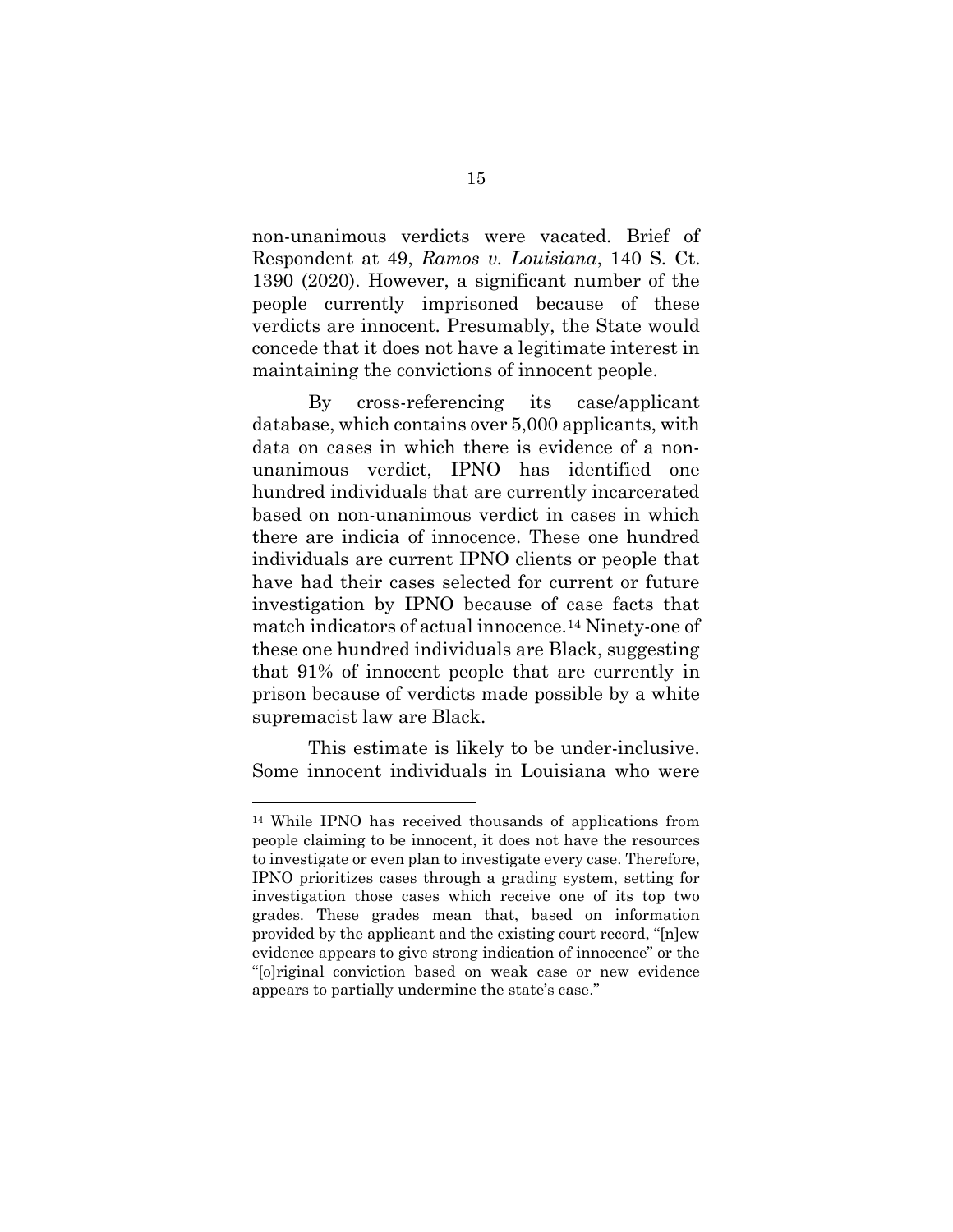non-unanimous verdicts were vacated. Brief of Respondent at 49, *Ramos v. Louisiana*, 140 S. Ct. 1390 (2020). However, a significant number of the people currently imprisoned because of these verdicts are innocent. Presumably, the State would concede that it does not have a legitimate interest in maintaining the convictions of innocent people.

By cross-referencing its case/applicant database, which contains over 5,000 applicants, with data on cases in which there is evidence of a non-unanimous verdict, IPNO has identified one hundred individuals that are currently incarcerated based on non-unanimous verdict in cases in which there are indicia of innocence. These one hundred individuals are current IPNO clients or people that have had their cases selected for current or future investigation by IPNO because of case facts that match indicators of actual innocence.[14] Ninety-one of these one hundred individuals are Black, suggesting that 91% of innocent people that are currently in prison because of verdicts made possible by a white supremacist law are Black.

This estimate is likely to be under-inclusive. Some innocent individuals in Louisiana who were

---

[14] While IPNO has received thousands of applications from people claiming to be innocent, it does not have the resources to investigate or even plan to investigate every case. Therefore, IPNO prioritizes cases through a grading system, setting for investigation those cases which receive one of its top two grades. These grades mean that, based on information provided by the applicant and the existing court record, "[n]ew evidence appears to give strong indication of innocence" or the "[o]riginal conviction based on weak case or new evidence appears to partially undermine the state's case."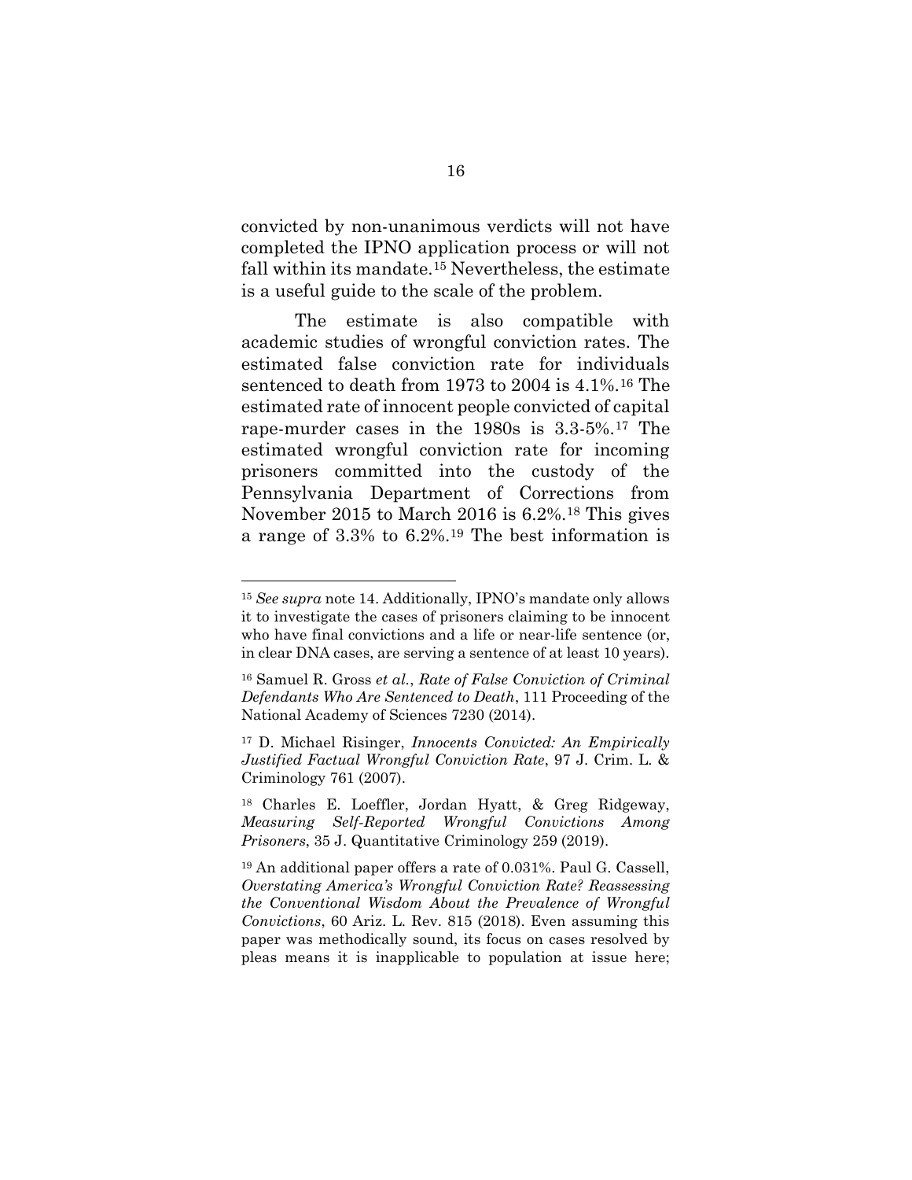convicted by non-unanimous verdicts will not have completed the IPNO application process or will not fall within its mandate.[15] Nevertheless, the estimate is a useful guide to the scale of the problem.

The estimate is also compatible with academic studies of wrongful conviction rates. The estimated false conviction rate for individuals sentenced to death from 1973 to 2004 is 4.1%.[16] The estimated rate of innocent people convicted of capital rape-murder cases in the 1980s is 3.3-5%.[17] The estimated wrongful conviction rate for incoming prisoners committed into the custody of the Pennsylvania Department of Corrections from November 2015 to March 2016 is 6.2%.[18] This gives a range of 3.3% to 6.2%.[19] The best information is

---

[15] *See supra* note 14. Additionally, IPNO's mandate only allows it to investigate the cases of prisoners claiming to be innocent who have final convictions and a life or near-life sentence (or, in clear DNA cases, are serving a sentence of at least 10 years).

[16] Samuel R. Gross *et al.*, *Rate of False Conviction of Criminal Defendants Who Are Sentenced to Death*, 111 Proceeding of the National Academy of Sciences 7230 (2014).

[17] D. Michael Risinger, *Innocents Convicted: An Empirically Justified Factual Wrongful Conviction Rate*, 97 J. Crim. L. & Criminology 761 (2007).

[18] Charles E. Loeffler, Jordan Hyatt, & Greg Ridgeway, *Measuring Self-Reported Wrongful Convictions Among Prisoners*, 35 J. Quantitative Criminology 259 (2019).

[19] An additional paper offers a rate of 0.031%. Paul G. Cassell, *Overstating America's Wrongful Conviction Rate? Reassessing the Conventional Wisdom About the Prevalence of Wrongful Convictions*, 60 Ariz. L. Rev. 815 (2018). Even assuming this paper was methodically sound, its focus on cases resolved by pleas means it is inapplicable to population at issue here;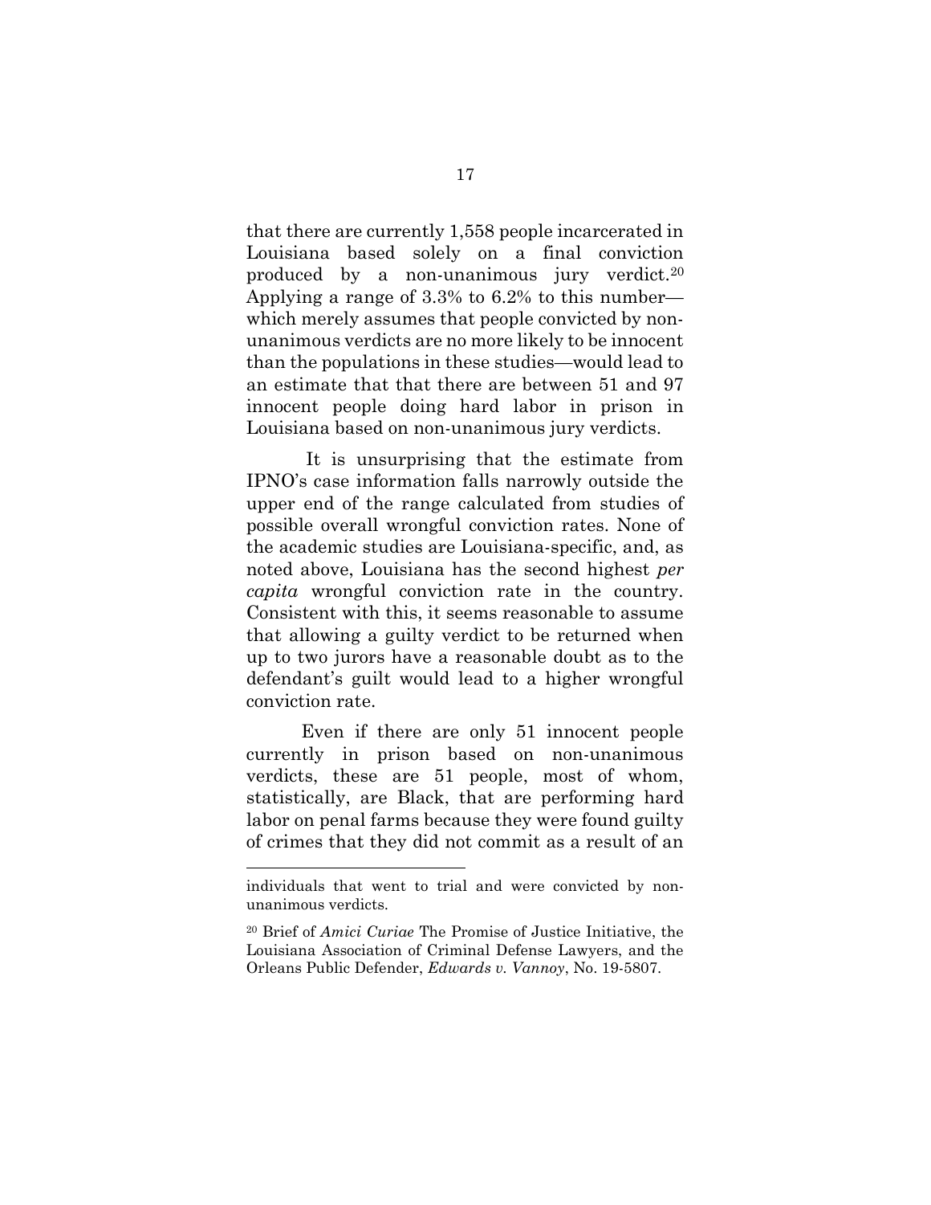that there are currently 1,558 people incarcerated in Louisiana based solely on a final conviction produced by a non-unanimous jury verdict.[20] Applying a range of 3.3% to 6.2% to this number—which merely assumes that people convicted by non-unanimous verdicts are no more likely to be innocent than the populations in these studies—would lead to an estimate that that there are between 51 and 97 innocent people doing hard labor in prison in Louisiana based on non-unanimous jury verdicts.

It is unsurprising that the estimate from IPNO's case information falls narrowly outside the upper end of the range calculated from studies of possible overall wrongful conviction rates. None of the academic studies are Louisiana-specific, and, as noted above, Louisiana has the second highest *per capita* wrongful conviction rate in the country. Consistent with this, it seems reasonable to assume that allowing a guilty verdict to be returned when up to two jurors have a reasonable doubt as to the defendant's guilt would lead to a higher wrongful conviction rate.

Even if there are only 51 innocent people currently in prison based on non-unanimous verdicts, these are 51 people, most of whom, statistically, are Black, that are performing hard labor on penal farms because they were found guilty of crimes that they did not commit as a result of an

---

individuals that went to trial and were convicted by non-unanimous verdicts.

[20] Brief of *Amici Curiae* The Promise of Justice Initiative, the Louisiana Association of Criminal Defense Lawyers, and the Orleans Public Defender, *Edwards v. Vannoy*, No. 19-5807.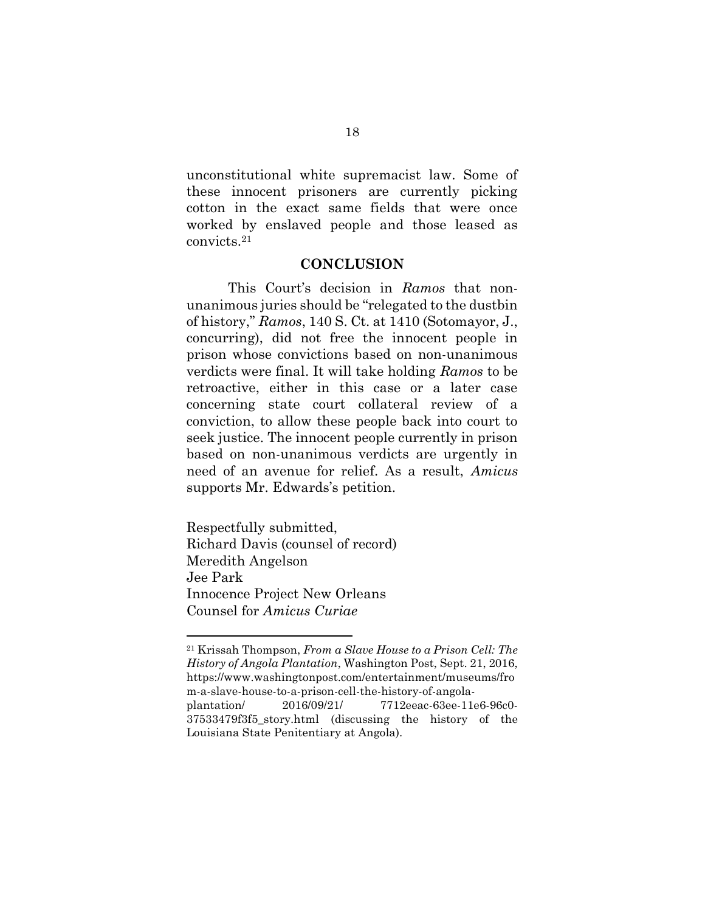unconstitutional white supremacist law. Some of these innocent prisoners are currently picking cotton in the exact same fields that were once worked by enslaved people and those leased as convicts.[21]

## CONCLUSION

This Court's decision in *Ramos* that non-unanimous juries should be "relegated to the dustbin of history," *Ramos*, 140 S. Ct. at 1410 (Sotomayor, J., concurring), did not free the innocent people in prison whose convictions based on non-unanimous verdicts were final. It will take holding *Ramos* to be retroactive, either in this case or a later case concerning state court collateral review of a conviction, to allow these people back into court to seek justice. The innocent people currently in prison based on non-unanimous verdicts are urgently in need of an avenue for relief. As a result, *Amicus* supports Mr. Edwards's petition.

Respectfully submitted,
Richard Davis (counsel of record)
Meredith Angelson
Jee Park
Innocence Project New Orleans
Counsel for *Amicus Curiae*

---

[21] Krissah Thompson, *From a Slave House to a Prison Cell: The History of Angola Plantation*, Washington Post, Sept. 21, 2016, https://www.washingtonpost.com/entertainment/museums/from-a-slave-house-to-a-prison-cell-the-history-of-angola-plantation/2016/09/21/7712eeac-63ee-11e6-96c0-37533479f3f5_story.html (discussing the history of the Louisiana State Penitentiary at Angola).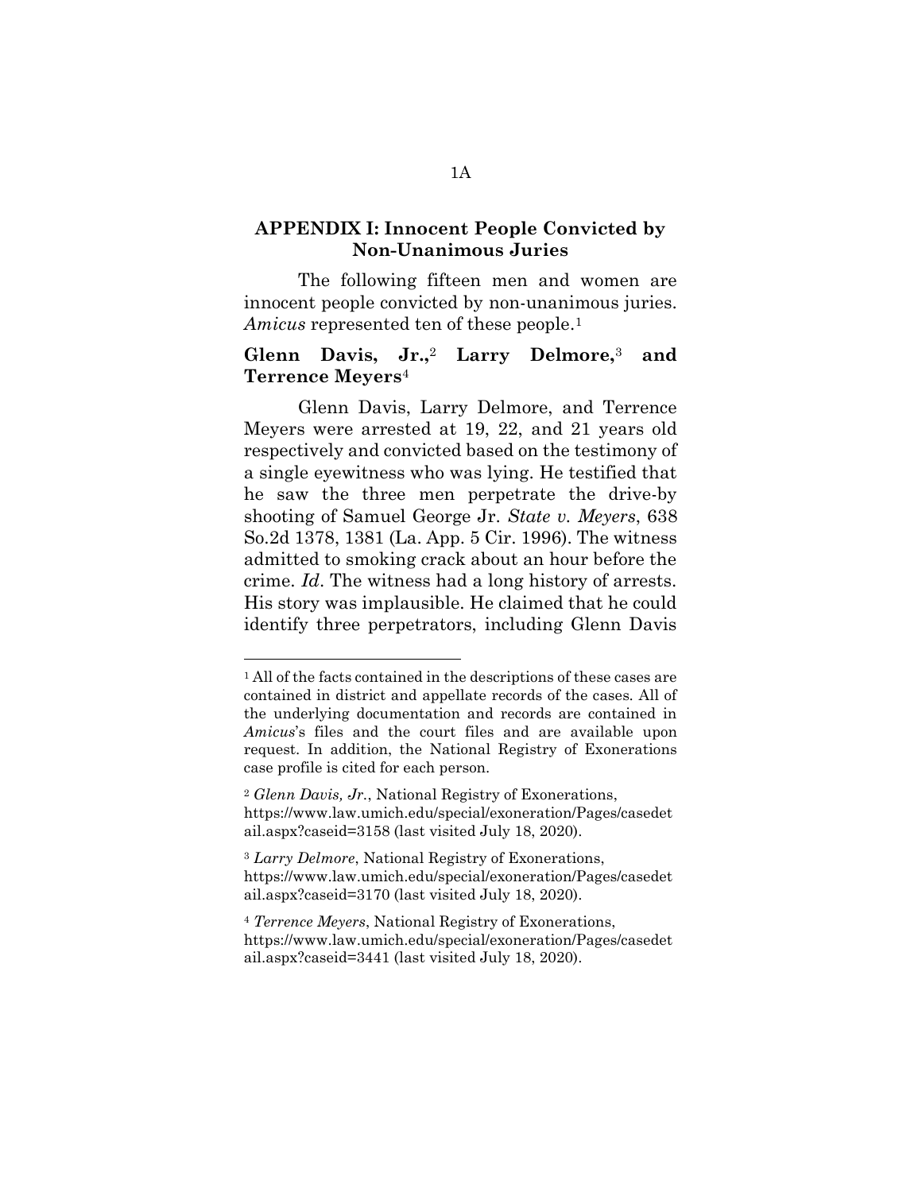## APPENDIX I: Innocent People Convicted by Non-Unanimous Juries

The following fifteen men and women are innocent people convicted by non-unanimous juries. *Amicus* represented ten of these people.[1]

### Glenn Davis, Jr.,[2] Larry Delmore,[3] and Terrence Meyers[4]

Glenn Davis, Larry Delmore, and Terrence Meyers were arrested at 19, 22, and 21 years old respectively and convicted based on the testimony of a single eyewitness who was lying. He testified that he saw the three men perpetrate the drive-by shooting of Samuel George Jr. *State v. Meyers*, 638 So.2d 1378, 1381 (La. App. 5 Cir. 1996). The witness admitted to smoking crack about an hour before the crime. *Id*. The witness had a long history of arrests. His story was implausible. He claimed that he could identify three perpetrators, including Glenn Davis

---

[1] All of the facts contained in the descriptions of these cases are contained in district and appellate records of the cases. All of the underlying documentation and records are contained in *Amicus*'s files and the court files and are available upon request. In addition, the National Registry of Exonerations case profile is cited for each person.

[2] *Glenn Davis, Jr.*, National Registry of Exonerations, https://www.law.umich.edu/special/exoneration/Pages/casedetail.aspx?caseid=3158 (last visited July 18, 2020).

[3] *Larry Delmore*, National Registry of Exonerations, https://www.law.umich.edu/special/exoneration/Pages/casedetail.aspx?caseid=3170 (last visited July 18, 2020).

[4] *Terrence Meyers*, National Registry of Exonerations, https://www.law.umich.edu/special/exoneration/Pages/casedetail.aspx?caseid=3441 (last visited July 18, 2020).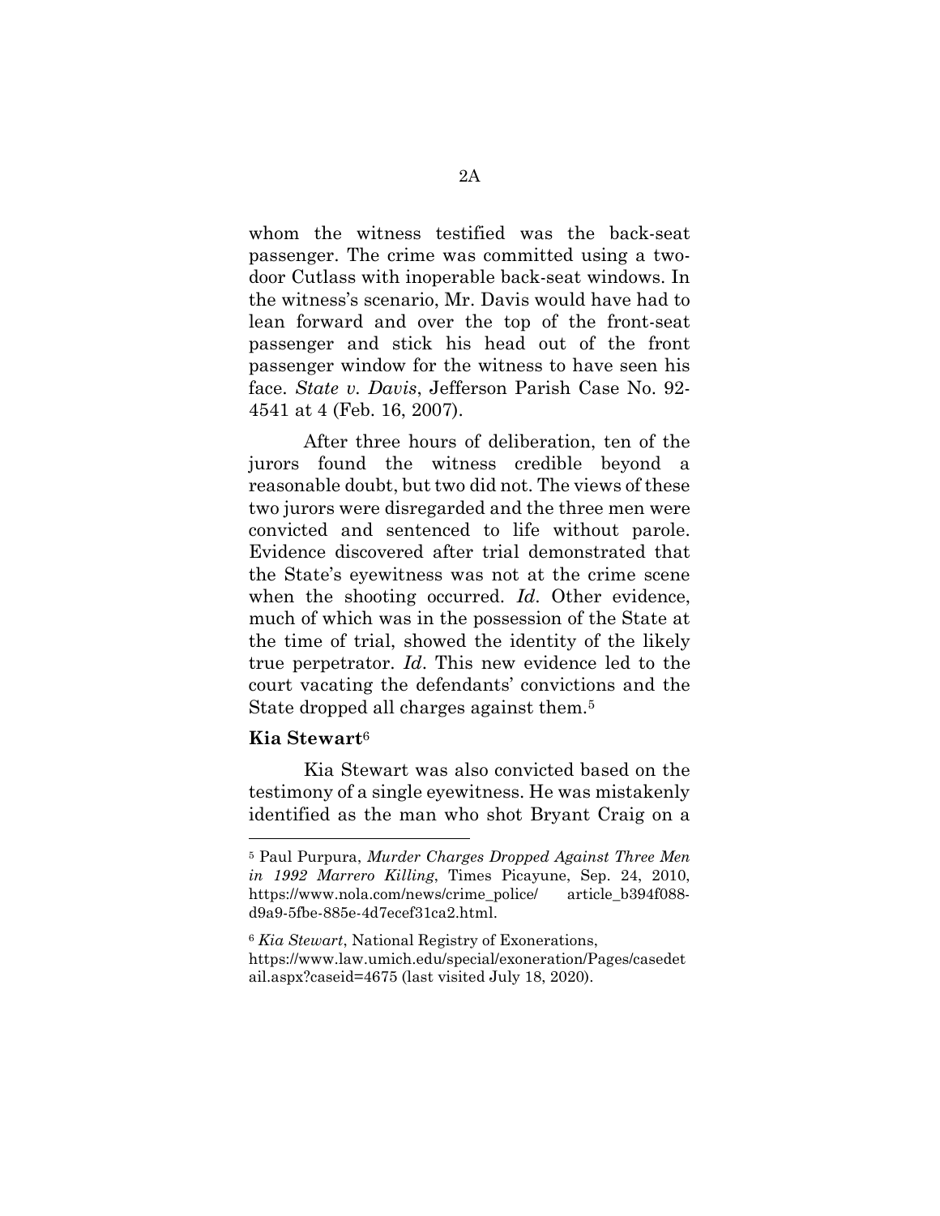whom the witness testified was the back-seat passenger. The crime was committed using a two-door Cutlass with inoperable back-seat windows. In the witness's scenario, Mr. Davis would have had to lean forward and over the top of the front-seat passenger and stick his head out of the front passenger window for the witness to have seen his face. *State v. Davis*, Jefferson Parish Case No. 92-4541 at 4 (Feb. 16, 2007).

After three hours of deliberation, ten of the jurors found the witness credible beyond a reasonable doubt, but two did not. The views of these two jurors were disregarded and the three men were convicted and sentenced to life without parole. Evidence discovered after trial demonstrated that the State's eyewitness was not at the crime scene when the shooting occurred. *Id*. Other evidence, much of which was in the possession of the State at the time of trial, showed the identity of the likely true perpetrator. *Id*. This new evidence led to the court vacating the defendants' convictions and the State dropped all charges against them.[5]

**Kia Stewart**[6]

Kia Stewart was also convicted based on the testimony of a single eyewitness. He was mistakenly identified as the man who shot Bryant Craig on a

---

[5] Paul Purpura, *Murder Charges Dropped Against Three Men in 1992 Marrero Killing*, Times Picayune, Sep. 24, 2010, https://www.nola.com/news/crime_police/ article_b394f088-d9a9-5fbe-885e-4d7ecef31ca2.html.

[6] *Kia Stewart*, National Registry of Exonerations, https://www.law.umich.edu/special/exoneration/Pages/casedetail.aspx?caseid=4675 (last visited July 18, 2020).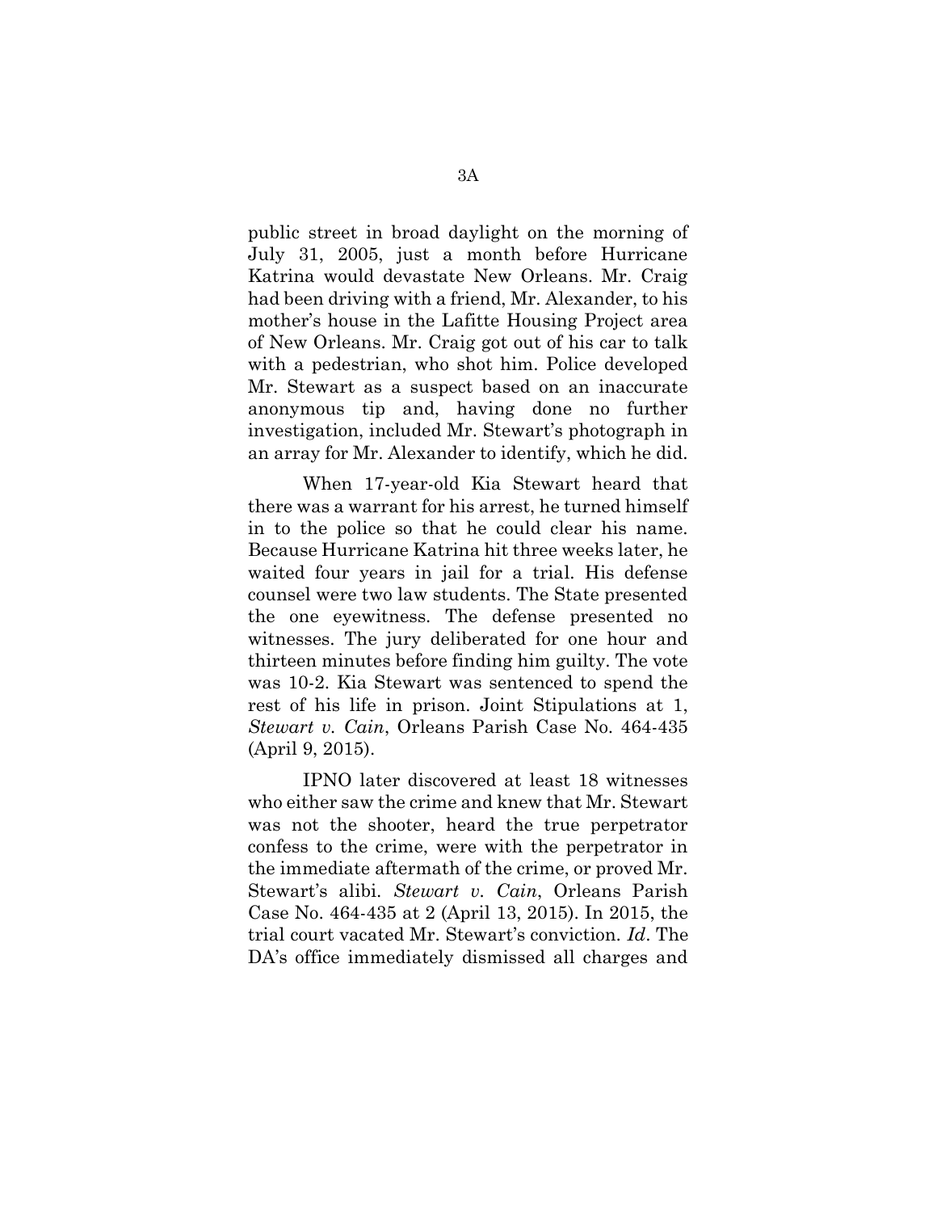public street in broad daylight on the morning of July 31, 2005, just a month before Hurricane Katrina would devastate New Orleans. Mr. Craig had been driving with a friend, Mr. Alexander, to his mother's house in the Lafitte Housing Project area of New Orleans. Mr. Craig got out of his car to talk with a pedestrian, who shot him. Police developed Mr. Stewart as a suspect based on an inaccurate anonymous tip and, having done no further investigation, included Mr. Stewart's photograph in an array for Mr. Alexander to identify, which he did.

When 17-year-old Kia Stewart heard that there was a warrant for his arrest, he turned himself in to the police so that he could clear his name. Because Hurricane Katrina hit three weeks later, he waited four years in jail for a trial. His defense counsel were two law students. The State presented the one eyewitness. The defense presented no witnesses. The jury deliberated for one hour and thirteen minutes before finding him guilty. The vote was 10-2. Kia Stewart was sentenced to spend the rest of his life in prison. Joint Stipulations at 1, *Stewart v. Cain*, Orleans Parish Case No. 464-435 (April 9, 2015).

IPNO later discovered at least 18 witnesses who either saw the crime and knew that Mr. Stewart was not the shooter, heard the true perpetrator confess to the crime, were with the perpetrator in the immediate aftermath of the crime, or proved Mr. Stewart's alibi. *Stewart v. Cain*, Orleans Parish Case No. 464-435 at 2 (April 13, 2015). In 2015, the trial court vacated Mr. Stewart's conviction. *Id*. The DA's office immediately dismissed all charges and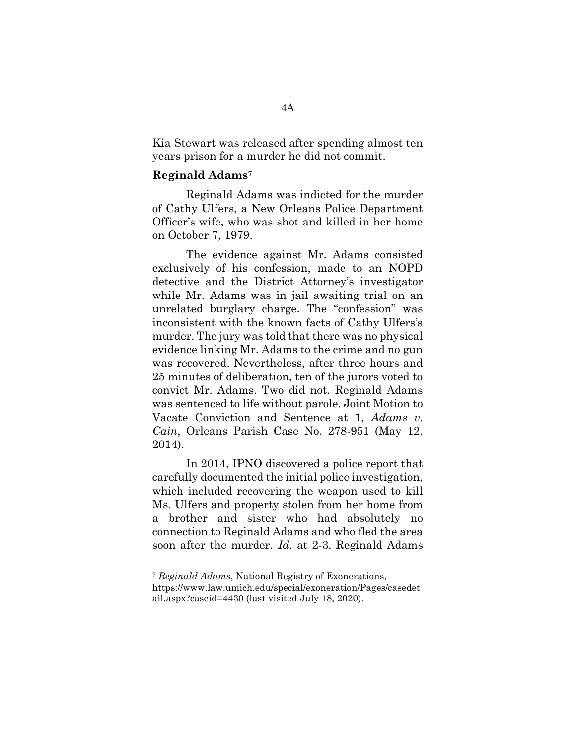Kia Stewart was released after spending almost ten years prison for a murder he did not commit.

**Reginald Adams**[7]

Reginald Adams was indicted for the murder of Cathy Ulfers, a New Orleans Police Department Officer's wife, who was shot and killed in her home on October 7, 1979.

The evidence against Mr. Adams consisted exclusively of his confession, made to an NOPD detective and the District Attorney's investigator while Mr. Adams was in jail awaiting trial on an unrelated burglary charge. The "confession" was inconsistent with the known facts of Cathy Ulfers's murder. The jury was told that there was no physical evidence linking Mr. Adams to the crime and no gun was recovered. Nevertheless, after three hours and 25 minutes of deliberation, ten of the jurors voted to convict Mr. Adams. Two did not. Reginald Adams was sentenced to life without parole. Joint Motion to Vacate Conviction and Sentence at 1, *Adams v. Cain*, Orleans Parish Case No. 278-951 (May 12, 2014).

In 2014, IPNO discovered a police report that carefully documented the initial police investigation, which included recovering the weapon used to kill Ms. Ulfers and property stolen from her home from a brother and sister who had absolutely no connection to Reginald Adams and who fled the area soon after the murder. *Id.* at 2-3. Reginald Adams

---

[7] *Reginald Adams*, National Registry of Exonerations, https://www.law.umich.edu/special/exoneration/Pages/casedetail.aspx?caseid=4430 (last visited July 18, 2020).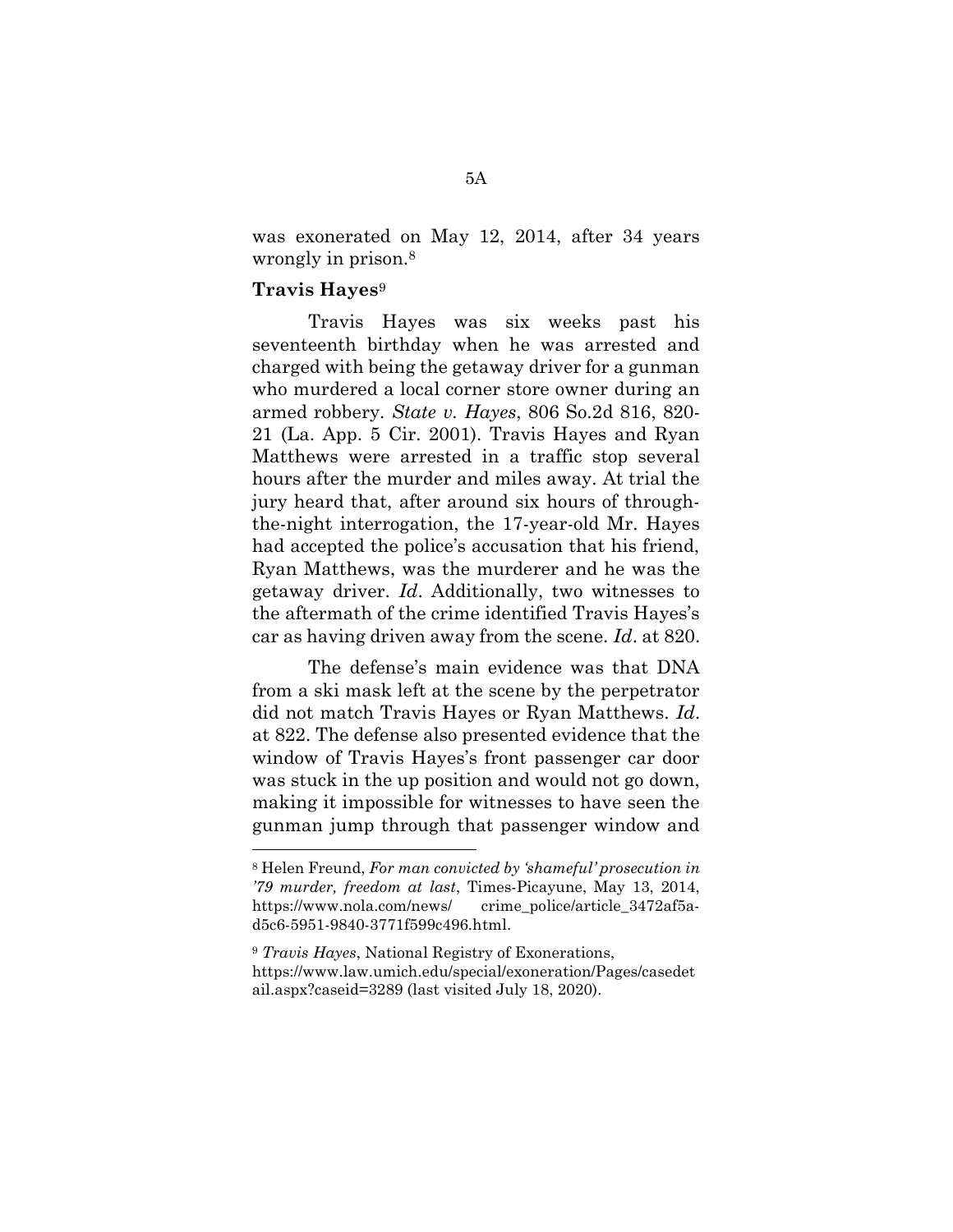was exonerated on May 12, 2014, after 34 years wrongly in prison.[8]

**Travis Hayes**[9]

Travis Hayes was six weeks past his seventeenth birthday when he was arrested and charged with being the getaway driver for a gunman who murdered a local corner store owner during an armed robbery. *State v. Hayes*, 806 So.2d 816, 820-21 (La. App. 5 Cir. 2001). Travis Hayes and Ryan Matthews were arrested in a traffic stop several hours after the murder and miles away. At trial the jury heard that, after around six hours of through-the-night interrogation, the 17-year-old Mr. Hayes had accepted the police's accusation that his friend, Ryan Matthews, was the murderer and he was the getaway driver. *Id*. Additionally, two witnesses to the aftermath of the crime identified Travis Hayes's car as having driven away from the scene. *Id*. at 820.

The defense's main evidence was that DNA from a ski mask left at the scene by the perpetrator did not match Travis Hayes or Ryan Matthews. *Id*. at 822. The defense also presented evidence that the window of Travis Hayes's front passenger car door was stuck in the up position and would not go down, making it impossible for witnesses to have seen the gunman jump through that passenger window and

---

[8] Helen Freund, *For man convicted by 'shameful' prosecution in '79 murder, freedom at last*, Times-Picayune, May 13, 2014, https://www.nola.com/news/crime_police/article_3472af5a-d5c6-5951-9840-3771f599c496.html.

[9] *Travis Hayes*, National Registry of Exonerations, https://www.law.umich.edu/special/exoneration/Pages/casedetail.aspx?caseid=3289 (last visited July 18, 2020).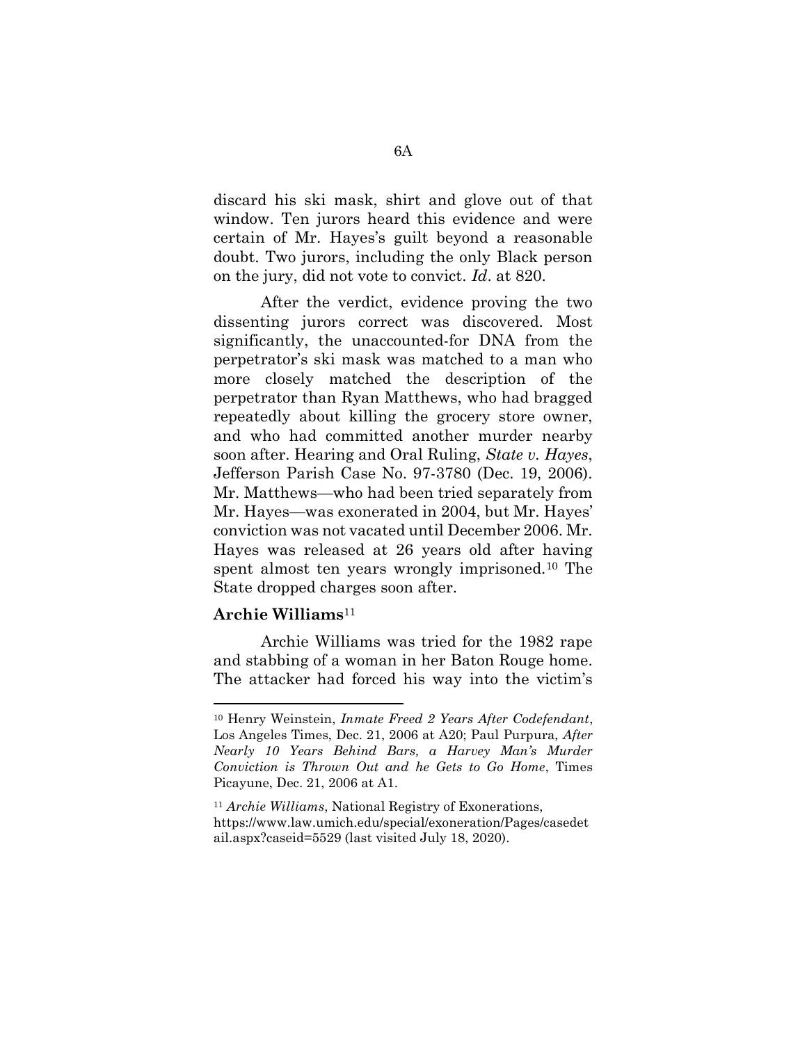discard his ski mask, shirt and glove out of that window. Ten jurors heard this evidence and were certain of Mr. Hayes's guilt beyond a reasonable doubt. Two jurors, including the only Black person on the jury, did not vote to convict. *Id*. at 820.

After the verdict, evidence proving the two dissenting jurors correct was discovered. Most significantly, the unaccounted-for DNA from the perpetrator's ski mask was matched to a man who more closely matched the description of the perpetrator than Ryan Matthews, who had bragged repeatedly about killing the grocery store owner, and who had committed another murder nearby soon after. Hearing and Oral Ruling, *State v. Hayes*, Jefferson Parish Case No. 97-3780 (Dec. 19, 2006). Mr. Matthews—who had been tried separately from Mr. Hayes—was exonerated in 2004, but Mr. Hayes' conviction was not vacated until December 2006. Mr. Hayes was released at 26 years old after having spent almost ten years wrongly imprisoned.[10] The State dropped charges soon after.

**Archie Williams**[11]

Archie Williams was tried for the 1982 rape and stabbing of a woman in her Baton Rouge home. The attacker had forced his way into the victim's

---

[10] Henry Weinstein, *Inmate Freed 2 Years After Codefendant*, Los Angeles Times, Dec. 21, 2006 at A20; Paul Purpura, *After Nearly 10 Years Behind Bars, a Harvey Man's Murder Conviction is Thrown Out and he Gets to Go Home*, Times Picayune, Dec. 21, 2006 at A1.

[11] *Archie Williams*, National Registry of Exonerations, https://www.law.umich.edu/special/exoneration/Pages/casedetail.aspx?caseid=5529 (last visited July 18, 2020).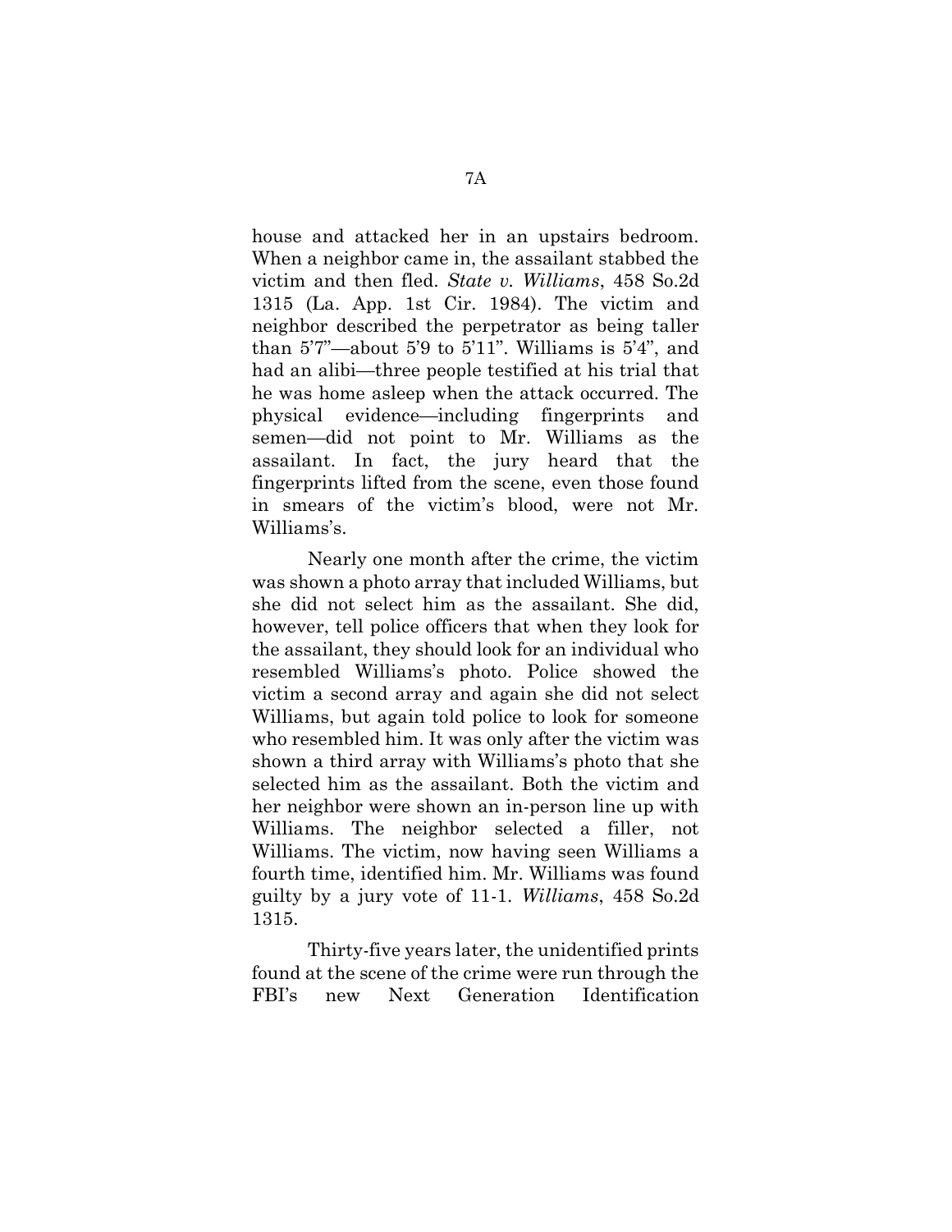house and attacked her in an upstairs bedroom. When a neighbor came in, the assailant stabbed the victim and then fled. *State v. Williams*, 458 So.2d 1315 (La. App. 1st Cir. 1984). The victim and neighbor described the perpetrator as being taller than 5'7"—about 5'9 to 5'11". Williams is 5'4", and had an alibi—three people testified at his trial that he was home asleep when the attack occurred. The physical evidence—including fingerprints and semen—did not point to Mr. Williams as the assailant. In fact, the jury heard that the fingerprints lifted from the scene, even those found in smears of the victim's blood, were not Mr. Williams's.

Nearly one month after the crime, the victim was shown a photo array that included Williams, but she did not select him as the assailant. She did, however, tell police officers that when they look for the assailant, they should look for an individual who resembled Williams's photo. Police showed the victim a second array and again she did not select Williams, but again told police to look for someone who resembled him. It was only after the victim was shown a third array with Williams's photo that she selected him as the assailant. Both the victim and her neighbor were shown an in-person line up with Williams. The neighbor selected a filler, not Williams. The victim, now having seen Williams a fourth time, identified him. Mr. Williams was found guilty by a jury vote of 11-1. *Williams*, 458 So.2d 1315.

Thirty-five years later, the unidentified prints found at the scene of the crime were run through the FBI's new Next Generation Identification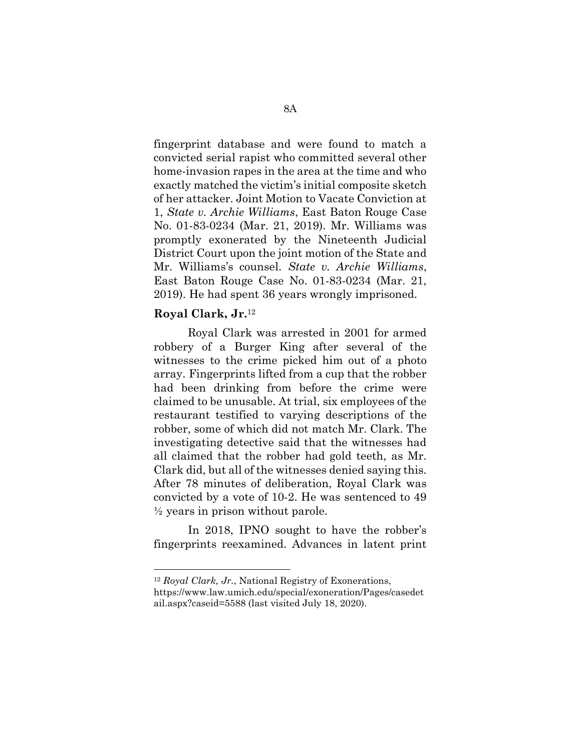fingerprint database and were found to match a convicted serial rapist who committed several other home-invasion rapes in the area at the time and who exactly matched the victim's initial composite sketch of her attacker. Joint Motion to Vacate Conviction at 1, *State v. Archie Williams*, East Baton Rouge Case No. 01-83-0234 (Mar. 21, 2019). Mr. Williams was promptly exonerated by the Nineteenth Judicial District Court upon the joint motion of the State and Mr. Williams's counsel. *State v. Archie Williams*, East Baton Rouge Case No. 01-83-0234 (Mar. 21, 2019). He had spent 36 years wrongly imprisoned.

**Royal Clark, Jr.**[12]

Royal Clark was arrested in 2001 for armed robbery of a Burger King after several of the witnesses to the crime picked him out of a photo array. Fingerprints lifted from a cup that the robber had been drinking from before the crime were claimed to be unusable. At trial, six employees of the restaurant testified to varying descriptions of the robber, some of which did not match Mr. Clark. The investigating detective said that the witnesses had all claimed that the robber had gold teeth, as Mr. Clark did, but all of the witnesses denied saying this. After 78 minutes of deliberation, Royal Clark was convicted by a vote of 10-2. He was sentenced to 49 ½ years in prison without parole.

In 2018, IPNO sought to have the robber's fingerprints reexamined. Advances in latent print

---

[12] *Royal Clark, Jr.*, National Registry of Exonerations, https://www.law.umich.edu/special/exoneration/Pages/casedetail.aspx?caseid=5588 (last visited July 18, 2020).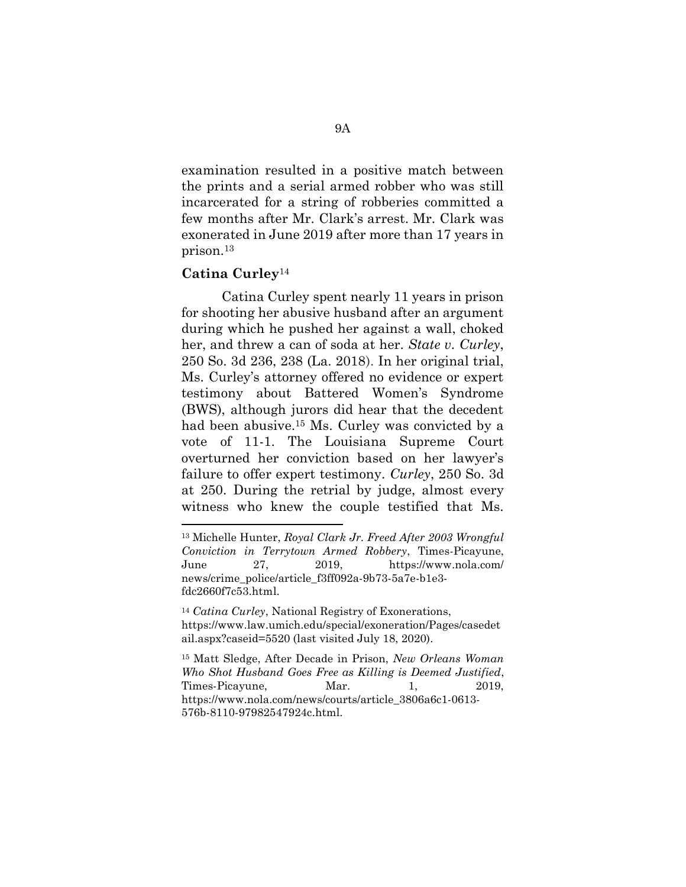examination resulted in a positive match between the prints and a serial armed robber who was still incarcerated for a string of robberies committed a few months after Mr. Clark's arrest. Mr. Clark was exonerated in June 2019 after more than 17 years in prison.[13]

**Catina Curley**[14]

Catina Curley spent nearly 11 years in prison for shooting her abusive husband after an argument during which he pushed her against a wall, choked her, and threw a can of soda at her. *State v. Curley*, 250 So. 3d 236, 238 (La. 2018). In her original trial, Ms. Curley's attorney offered no evidence or expert testimony about Battered Women's Syndrome (BWS), although jurors did hear that the decedent had been abusive.[15] Ms. Curley was convicted by a vote of 11-1. The Louisiana Supreme Court overturned her conviction based on her lawyer's failure to offer expert testimony. *Curley*, 250 So. 3d at 250. During the retrial by judge, almost every witness who knew the couple testified that Ms.

---

[13] Michelle Hunter, *Royal Clark Jr. Freed After 2003 Wrongful Conviction in Terrytown Armed Robbery*, Times-Picayune, June 27, 2019, https://www.nola.com/news/crime_police/article_f3ff092a-9b73-5a7e-b1e3-fdc2660f7c53.html.

[14] *Catina Curley*, National Registry of Exonerations, https://www.law.umich.edu/special/exoneration/Pages/casedetail.aspx?caseid=5520 (last visited July 18, 2020).

[15] Matt Sledge, After Decade in Prison, *New Orleans Woman Who Shot Husband Goes Free as Killing is Deemed Justified*, Times-Picayune, Mar. 1, 2019, https://www.nola.com/news/courts/article_3806a6c1-0613-576b-8110-97982547924c.html.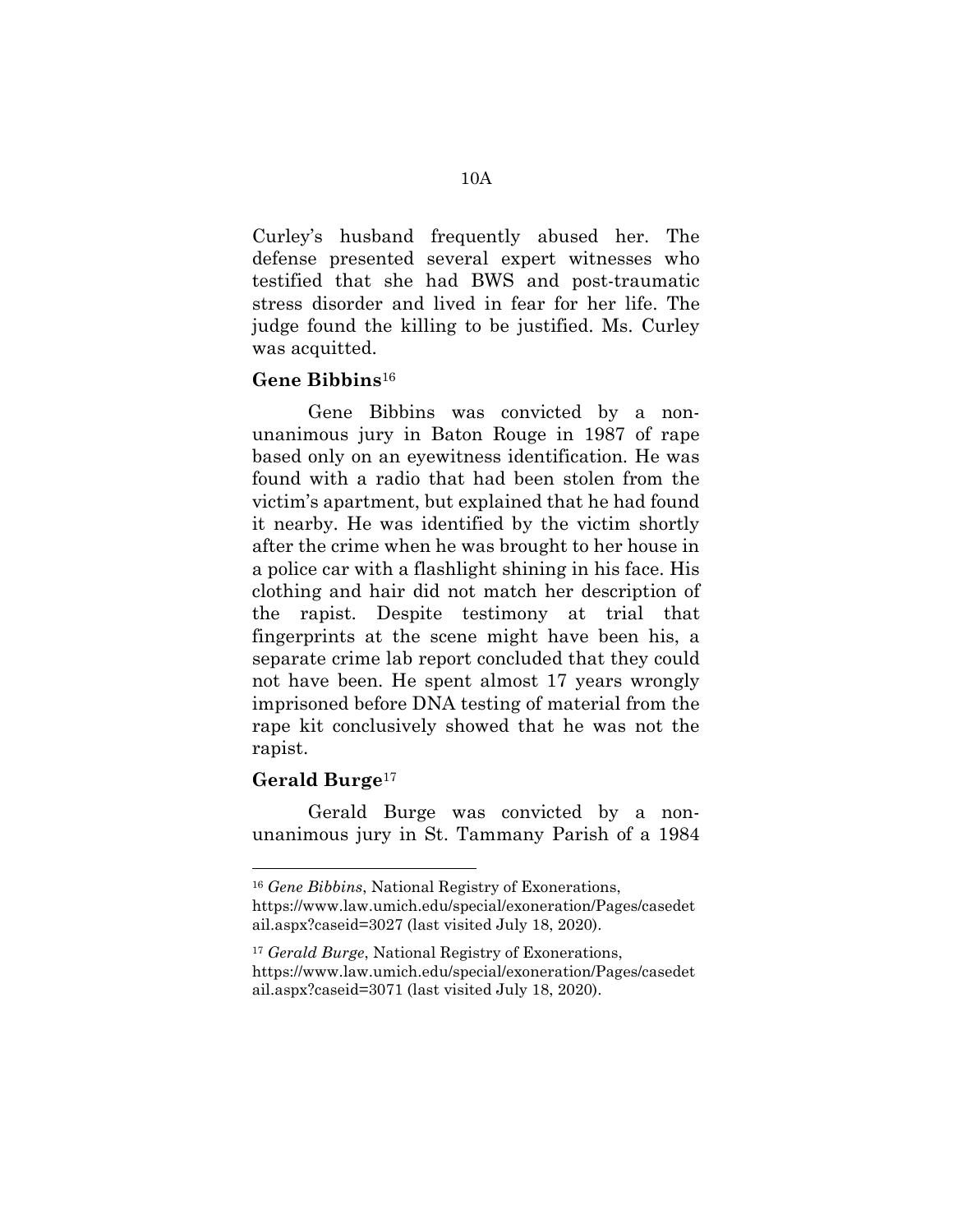Curley's husband frequently abused her. The defense presented several expert witnesses who testified that she had BWS and post-traumatic stress disorder and lived in fear for her life. The judge found the killing to be justified. Ms. Curley was acquitted.

**Gene Bibbins**[16]

Gene Bibbins was convicted by a non-unanimous jury in Baton Rouge in 1987 of rape based only on an eyewitness identification. He was found with a radio that had been stolen from the victim's apartment, but explained that he had found it nearby. He was identified by the victim shortly after the crime when he was brought to her house in a police car with a flashlight shining in his face. His clothing and hair did not match her description of the rapist. Despite testimony at trial that fingerprints at the scene might have been his, a separate crime lab report concluded that they could not have been. He spent almost 17 years wrongly imprisoned before DNA testing of material from the rape kit conclusively showed that he was not the rapist.

**Gerald Burge**[17]

Gerald Burge was convicted by a non-unanimous jury in St. Tammany Parish of a 1984

---

[16] *Gene Bibbins*, National Registry of Exonerations, https://www.law.umich.edu/special/exoneration/Pages/casedetail.aspx?caseid=3027 (last visited July 18, 2020).

[17] *Gerald Burge*, National Registry of Exonerations, https://www.law.umich.edu/special/exoneration/Pages/casedetail.aspx?caseid=3071 (last visited July 18, 2020).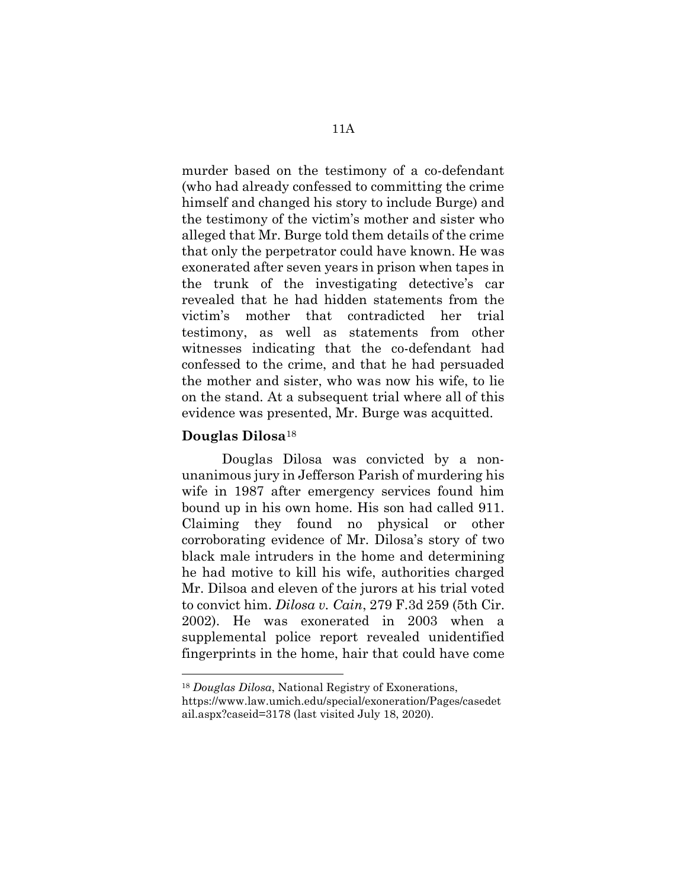murder based on the testimony of a co-defendant (who had already confessed to committing the crime himself and changed his story to include Burge) and the testimony of the victim's mother and sister who alleged that Mr. Burge told them details of the crime that only the perpetrator could have known. He was exonerated after seven years in prison when tapes in the trunk of the investigating detective's car revealed that he had hidden statements from the victim's mother that contradicted her trial testimony, as well as statements from other witnesses indicating that the co-defendant had confessed to the crime, and that he had persuaded the mother and sister, who was now his wife, to lie on the stand. At a subsequent trial where all of this evidence was presented, Mr. Burge was acquitted.

**Douglas Dilosa**[18]

Douglas Dilosa was convicted by a non-unanimous jury in Jefferson Parish of murdering his wife in 1987 after emergency services found him bound up in his own home. His son had called 911. Claiming they found no physical or other corroborating evidence of Mr. Dilosa's story of two black male intruders in the home and determining he had motive to kill his wife, authorities charged Mr. Dilsoa and eleven of the jurors at his trial voted to convict him. *Dilosa v. Cain*, 279 F.3d 259 (5th Cir. 2002). He was exonerated in 2003 when a supplemental police report revealed unidentified fingerprints in the home, hair that could have come

---

[18] *Douglas Dilosa*, National Registry of Exonerations, https://www.law.umich.edu/special/exoneration/Pages/casedetail.aspx?caseid=3178 (last visited July 18, 2020).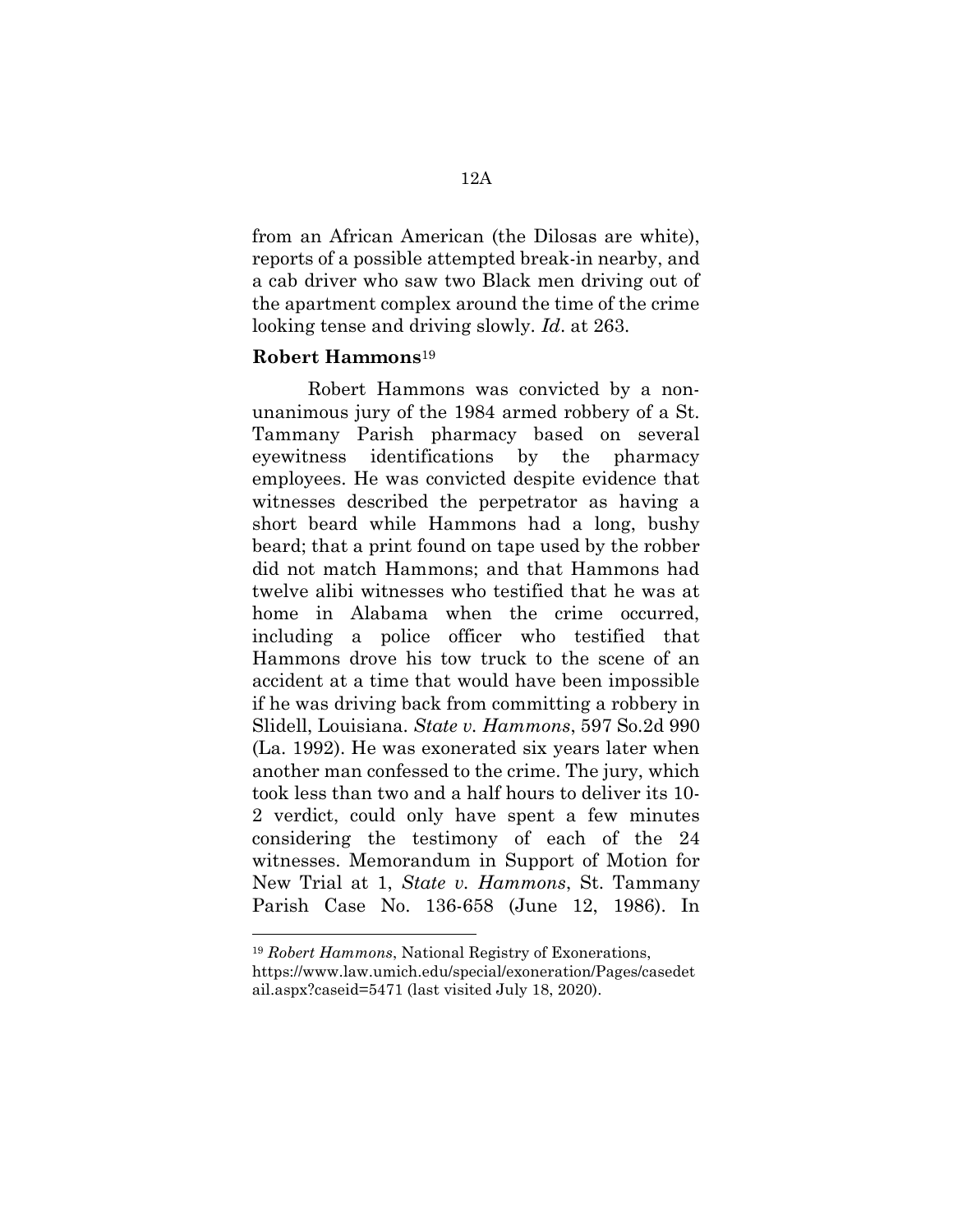from an African American (the Dilosas are white), reports of a possible attempted break-in nearby, and a cab driver who saw two Black men driving out of the apartment complex around the time of the crime looking tense and driving slowly. *Id*. at 263.

**Robert Hammons**[19]

Robert Hammons was convicted by a non-unanimous jury of the 1984 armed robbery of a St. Tammany Parish pharmacy based on several eyewitness identifications by the pharmacy employees. He was convicted despite evidence that witnesses described the perpetrator as having a short beard while Hammons had a long, bushy beard; that a print found on tape used by the robber did not match Hammons; and that Hammons had twelve alibi witnesses who testified that he was at home in Alabama when the crime occurred, including a police officer who testified that Hammons drove his tow truck to the scene of an accident at a time that would have been impossible if he was driving back from committing a robbery in Slidell, Louisiana. *State v. Hammons*, 597 So.2d 990 (La. 1992). He was exonerated six years later when another man confessed to the crime. The jury, which took less than two and a half hours to deliver its 10-2 verdict, could only have spent a few minutes considering the testimony of each of the 24 witnesses. Memorandum in Support of Motion for New Trial at 1, *State v. Hammons*, St. Tammany Parish Case No. 136-658 (June 12, 1986). In

[19] *Robert Hammons*, National Registry of Exonerations, https://www.law.umich.edu/special/exoneration/Pages/casedetail.aspx?caseid=5471 (last visited July 18, 2020).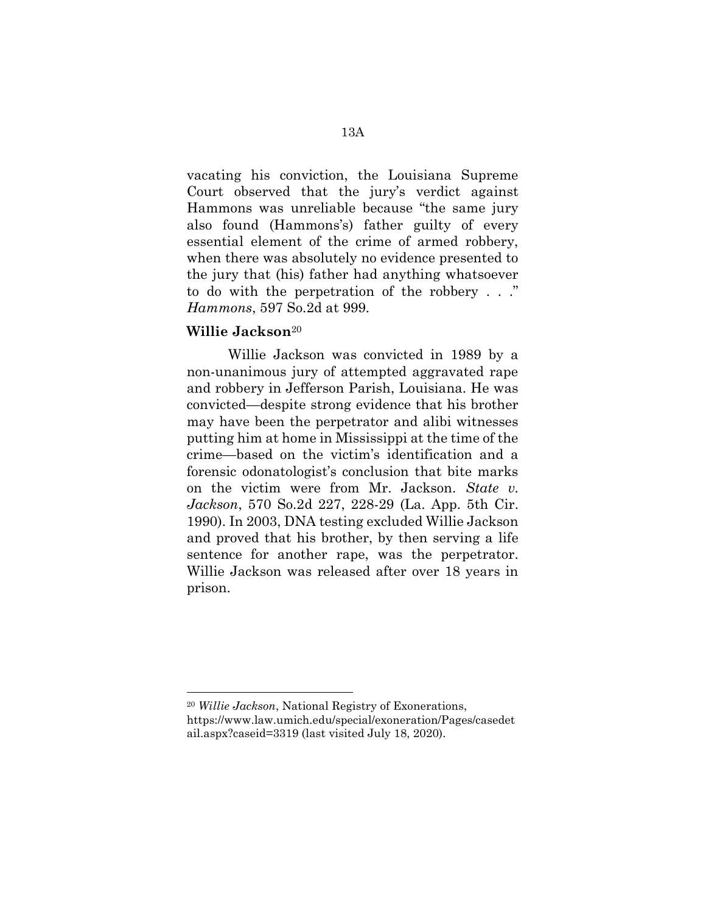vacating his conviction, the Louisiana Supreme Court observed that the jury's verdict against Hammons was unreliable because "the same jury also found (Hammons's) father guilty of every essential element of the crime of armed robbery, when there was absolutely no evidence presented to the jury that (his) father had anything whatsoever to do with the perpetration of the robbery . . ." *Hammons*, 597 So.2d at 999.

### Willie Jackson[20]

Willie Jackson was convicted in 1989 by a non-unanimous jury of attempted aggravated rape and robbery in Jefferson Parish, Louisiana. He was convicted—despite strong evidence that his brother may have been the perpetrator and alibi witnesses putting him at home in Mississippi at the time of the crime—based on the victim's identification and a forensic odonatologist's conclusion that bite marks on the victim were from Mr. Jackson. *State v. Jackson*, 570 So.2d 227, 228-29 (La. App. 5th Cir. 1990). In 2003, DNA testing excluded Willie Jackson and proved that his brother, by then serving a life sentence for another rape, was the perpetrator. Willie Jackson was released after over 18 years in prison.

---

[20] *Willie Jackson*, National Registry of Exonerations, https://www.law.umich.edu/special/exoneration/Pages/casedetail.aspx?caseid=3319 (last visited July 18, 2020).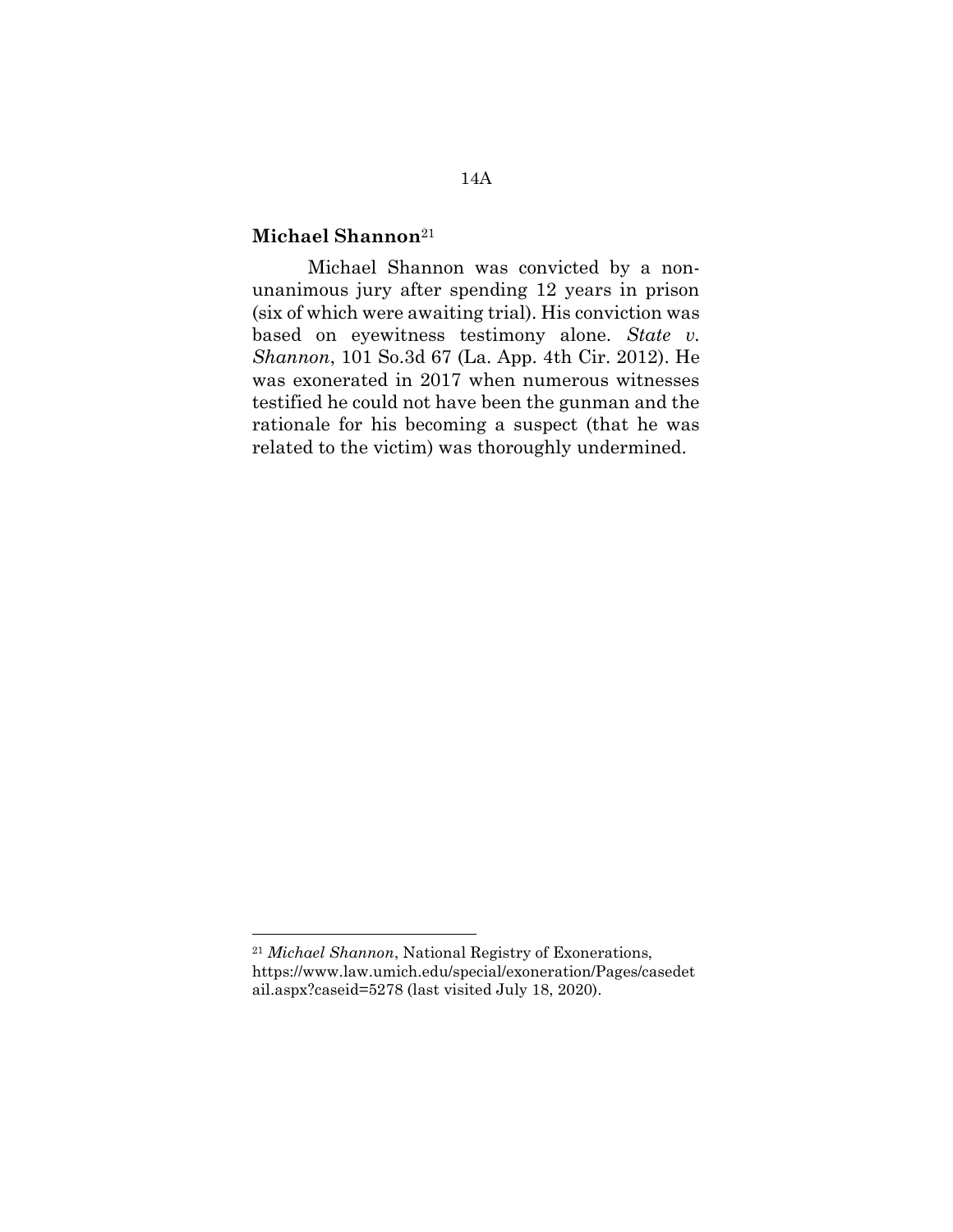**Michael Shannon**[21]

Michael Shannon was convicted by a non-unanimous jury after spending 12 years in prison (six of which were awaiting trial). His conviction was based on eyewitness testimony alone. *State v. Shannon*, 101 So.3d 67 (La. App. 4th Cir. 2012). He was exonerated in 2017 when numerous witnesses testified he could not have been the gunman and the rationale for his becoming a suspect (that he was related to the victim) was thoroughly undermined.

---

[21] *Michael Shannon*, National Registry of Exonerations, https://www.law.umich.edu/special/exoneration/Pages/casedetail.aspx?caseid=5278 (last visited July 18, 2020).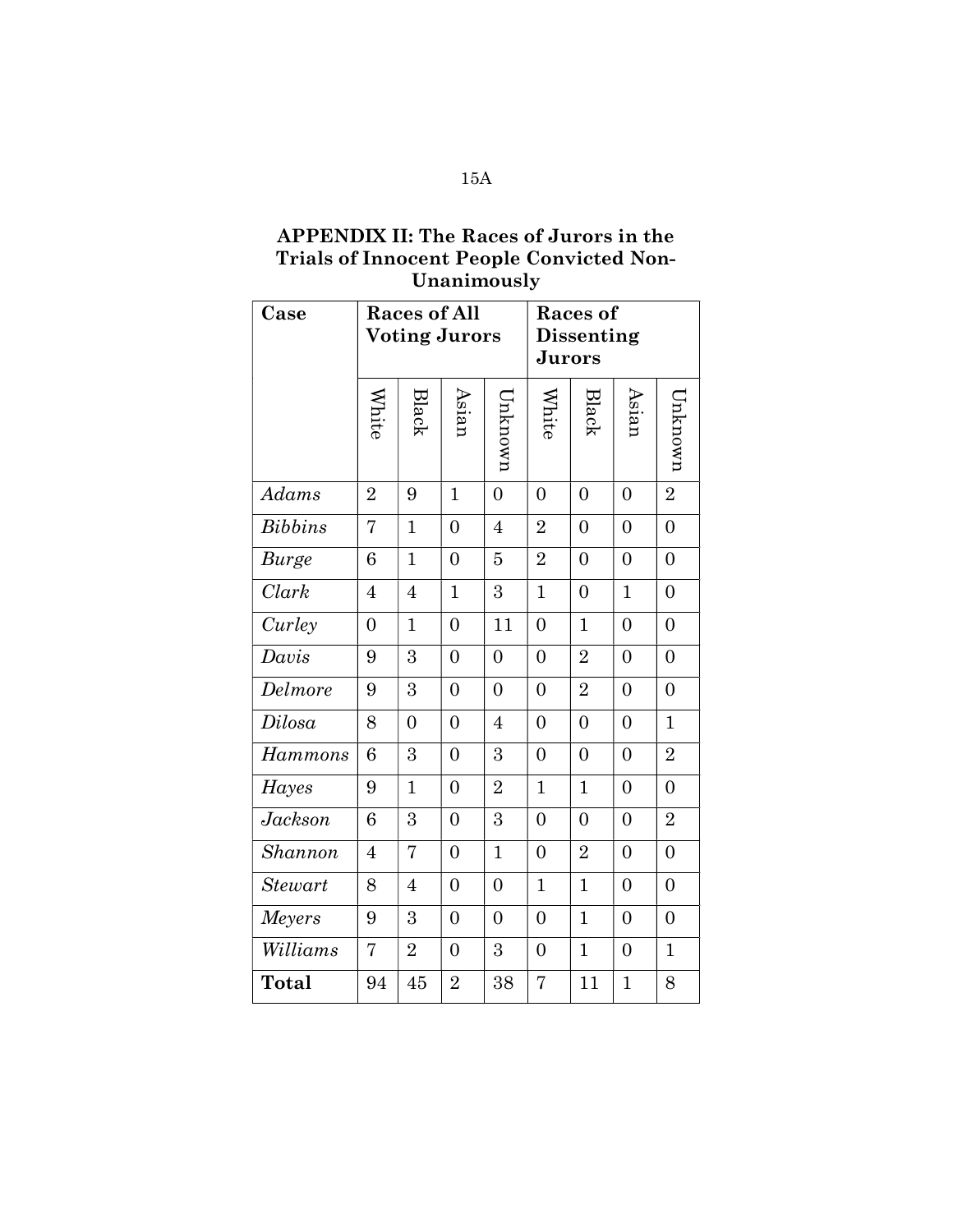**APPENDIX II: The Races of Jurors in the Trials of Innocent People Convicted Non-Unanimously**

| Case | Races of All Voting Jurors | | | | Races of Dissenting Jurors | | | |
|---|---|---|---|---|---|---|---|---|
| | White | Black | Asian | Unknown | White | Black | Asian | Unknown |
| *Adams* | 2 | 9 | 1 | 0 | 0 | 0 | 0 | 2 |
| *Bibbins* | 7 | 1 | 0 | 4 | 2 | 0 | 0 | 0 |
| *Burge* | 6 | 1 | 0 | 5 | 2 | 0 | 0 | 0 |
| *Clark* | 4 | 4 | 1 | 3 | 1 | 0 | 1 | 0 |
| *Curley* | 0 | 1 | 0 | 11 | 0 | 1 | 0 | 0 |
| *Davis* | 9 | 3 | 0 | 0 | 0 | 2 | 0 | 0 |
| *Delmore* | 9 | 3 | 0 | 0 | 0 | 2 | 0 | 0 |
| *Dilosa* | 8 | 0 | 0 | 4 | 0 | 0 | 0 | 1 |
| *Hammons* | 6 | 3 | 0 | 3 | 0 | 0 | 0 | 2 |
| *Hayes* | 9 | 1 | 0 | 2 | 1 | 1 | 0 | 0 |
| *Jackson* | 6 | 3 | 0 | 3 | 0 | 0 | 0 | 2 |
| *Shannon* | 4 | 7 | 0 | 1 | 0 | 2 | 0 | 0 |
| *Stewart* | 8 | 4 | 0 | 0 | 1 | 1 | 0 | 0 |
| *Meyers* | 9 | 3 | 0 | 0 | 0 | 1 | 0 | 0 |
| *Williams* | 7 | 2 | 0 | 3 | 0 | 1 | 0 | 1 |
| **Total** | 94 | 45 | 2 | 38 | 7 | 11 | 1 | 8 |